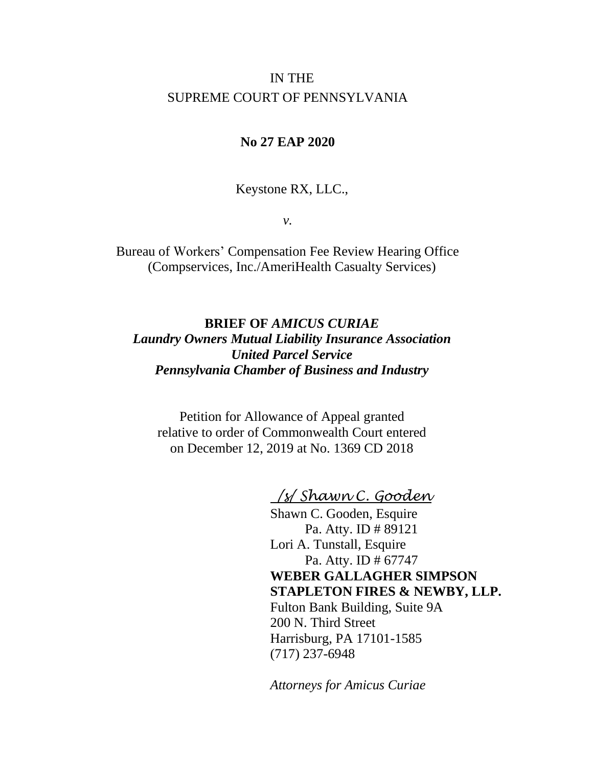IN THE
SUPREME COURT OF PENNSYLVANIA

**No 27 EAP 2020**

Keystone RX, LLC.,

*v.*

Bureau of Workers' Compensation Fee Review Hearing Office
(Compservices, Inc./AmeriHealth Casualty Services)

**BRIEF OF *AMICUS CURIAE***
***Laundry Owners Mutual Liability Insurance Association***
***United Parcel Service***
***Pennsylvania Chamber of Business and Industry***

Petition for Allowance of Appeal granted
relative to order of Commonwealth Court entered
on December 12, 2019 at No. 1369 CD 2018

*/s/ Shawn C. Gooden*

Shawn C. Gooden, Esquire
Pa. Atty. ID # 89121
Lori A. Tunstall, Esquire
Pa. Atty. ID # 67747
**WEBER GALLAGHER SIMPSON STAPLETON FIRES & NEWBY, LLP.**
Fulton Bank Building, Suite 9A
200 N. Third Street
Harrisburg, PA 17101-1585
(717) 237-6948

*Attorneys for Amicus Curiae*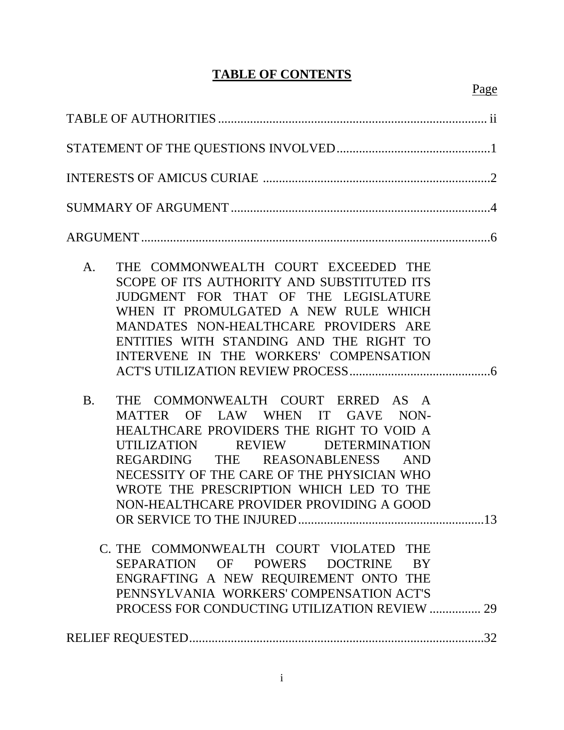# TABLE OF CONTENTS

| | Page |
|---|---|
| TABLE OF AUTHORITIES | ii |
| STATEMENT OF THE QUESTIONS INVOLVED | 1 |
| INTERESTS OF AMICUS CURIAE | 2 |
| SUMMARY OF ARGUMENT | 4 |
| ARGUMENT | 6 |
| A. THE COMMONWEALTH COURT EXCEEDED THE SCOPE OF ITS AUTHORITY AND SUBSTITUTED ITS JUDGMENT FOR THAT OF THE LEGISLATURE WHEN IT PROMULGATED A NEW RULE WHICH MANDATES NON-HEALTHCARE PROVIDERS ARE ENTITIES WITH STANDING AND THE RIGHT TO INTERVENE IN THE WORKERS' COMPENSATION ACT'S UTILIZATION REVIEW PROCESS | 6 |
| B. THE COMMONWEALTH COURT ERRED AS A MATTER OF LAW WHEN IT GAVE NON-HEALTHCARE PROVIDERS THE RIGHT TO VOID A UTILIZATION REVIEW DETERMINATION REGARDING THE REASONABLENESS AND NECESSITY OF THE CARE OF THE PHYSICIAN WHO WROTE THE PRESCRIPTION WHICH LED TO THE NON-HEALTHCARE PROVIDER PROVIDING A GOOD OR SERVICE TO THE INJURED | 13 |
| C. THE COMMONWEALTH COURT VIOLATED THE SEPARATION OF POWERS DOCTRINE BY ENGRAFTING A NEW REQUIREMENT ONTO THE PENNSYLVANIA WORKERS' COMPENSATION ACT'S PROCESS FOR CONDUCTING UTILIZATION REVIEW | 29 |
| RELIEF REQUESTED | 32 |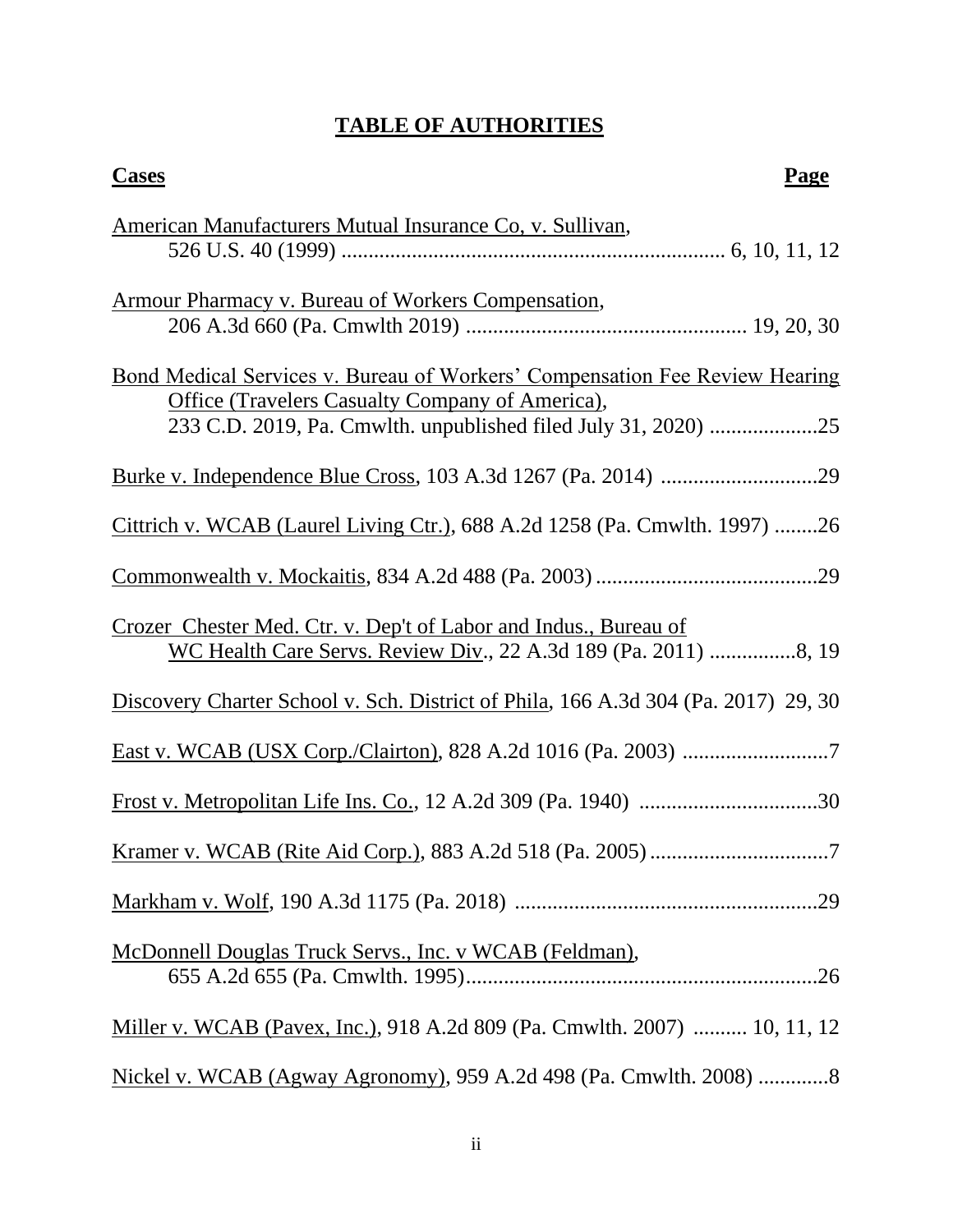# TABLE OF AUTHORITIES

**Cases** **Page**

American Manufacturers Mutual Insurance Co, v. Sullivan,
    526 U.S. 40 (1999) ........................................................................ 6, 10, 11, 12

Armour Pharmacy v. Bureau of Workers Compensation,
    206 A.3d 660 (Pa. Cmwlth 2019) .................................................... 19, 20, 30

Bond Medical Services v. Bureau of Workers' Compensation Fee Review Hearing Office (Travelers Casualty Company of America),
    233 C.D. 2019, Pa. Cmwlth. unpublished filed July 31, 2020) ....................25

Burke v. Independence Blue Cross, 103 A.3d 1267 (Pa. 2014) .............................29

Cittrich v. WCAB (Laurel Living Ctr.), 688 A.2d 1258 (Pa. Cmwlth. 1997) ........26

Commonwealth v. Mockaitis, 834 A.2d 488 (Pa. 2003) .........................................29

Crozer Chester Med. Ctr. v. Dep't of Labor and Indus., Bureau of WC Health Care Servs. Review Div., 22 A.3d 189 (Pa. 2011) ................8, 19

Discovery Charter School v. Sch. District of Phila, 166 A.3d 304 (Pa. 2017) 29, 30

East v. WCAB (USX Corp./Clairton), 828 A.2d 1016 (Pa. 2003) ...........................7

Frost v. Metropolitan Life Ins. Co., 12 A.2d 309 (Pa. 1940) .................................30

Kramer v. WCAB (Rite Aid Corp.), 883 A.2d 518 (Pa. 2005) .................................7

Markham v. Wolf, 190 A.3d 1175 (Pa. 2018) ........................................................29

McDonnell Douglas Truck Servs., Inc. v WCAB (Feldman),
    655 A.2d 655 (Pa. Cmwlth. 1995).................................................................26

Miller v. WCAB (Pavex, Inc.), 918 A.2d 809 (Pa. Cmwlth. 2007) .......... 10, 11, 12

Nickel v. WCAB (Agway Agronomy), 959 A.2d 498 (Pa. Cmwlth. 2008) .............8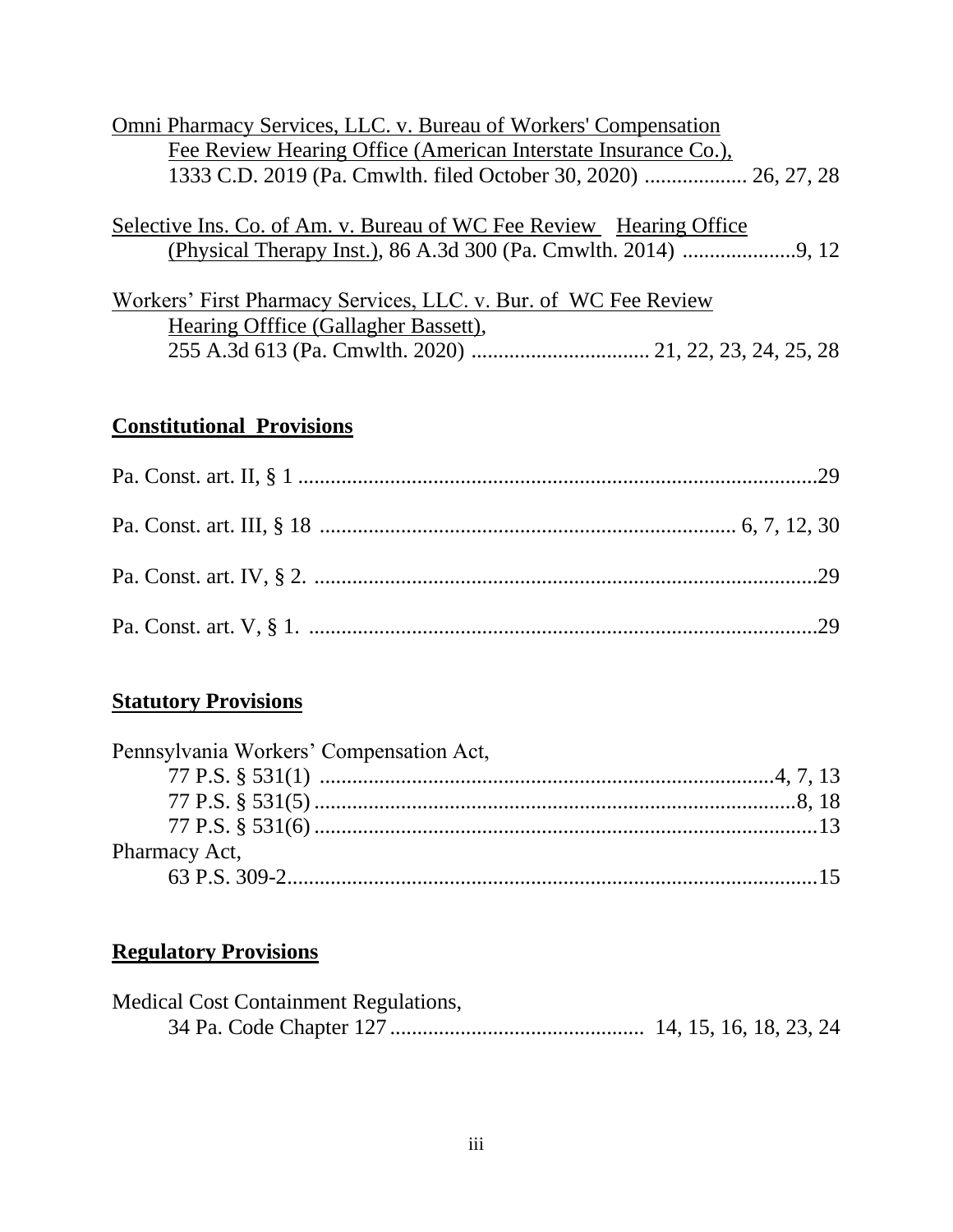Omni Pharmacy Services, LLC. v. Bureau of Workers' Compensation
Fee Review Hearing Office (American Interstate Insurance Co.),
1333 C.D. 2019 (Pa. Cmwlth. filed October 30, 2020) ................... 26, 27, 28

Selective Ins. Co. of Am. v. Bureau of WC Fee Review Hearing Office
(Physical Therapy Inst.), 86 A.3d 300 (Pa. Cmwlth. 2014) .....................9, 12

Workers' First Pharmacy Services, LLC. v. Bur. of WC Fee Review
Hearing Offfice (Gallagher Bassett),
255 A.3d 613 (Pa. Cmwlth. 2020) ................................. 21, 22, 23, 24, 25, 28

## Constitutional Provisions

Pa. Const. art. II, § 1 ................................................................................................29

Pa. Const. art. III, § 18 ........................................................................... 6, 7, 12, 30

Pa. Const. art. IV, § 2. ............................................................................................29

Pa. Const. art. V, § 1. .............................................................................................29

## Statutory Provisions

Pennsylvania Workers' Compensation Act,
77 P.S. § 531(1) ...................................................................................4, 7, 13
77 P.S. § 531(5) .........................................................................................8, 18
77 P.S. § 531(6) .............................................................................................13

Pharmacy Act,
63 P.S. 309-2..................................................................................................15

## Regulatory Provisions

Medical Cost Containment Regulations,
34 Pa. Code Chapter 127 .............................................. 14, 15, 16, 18, 23, 24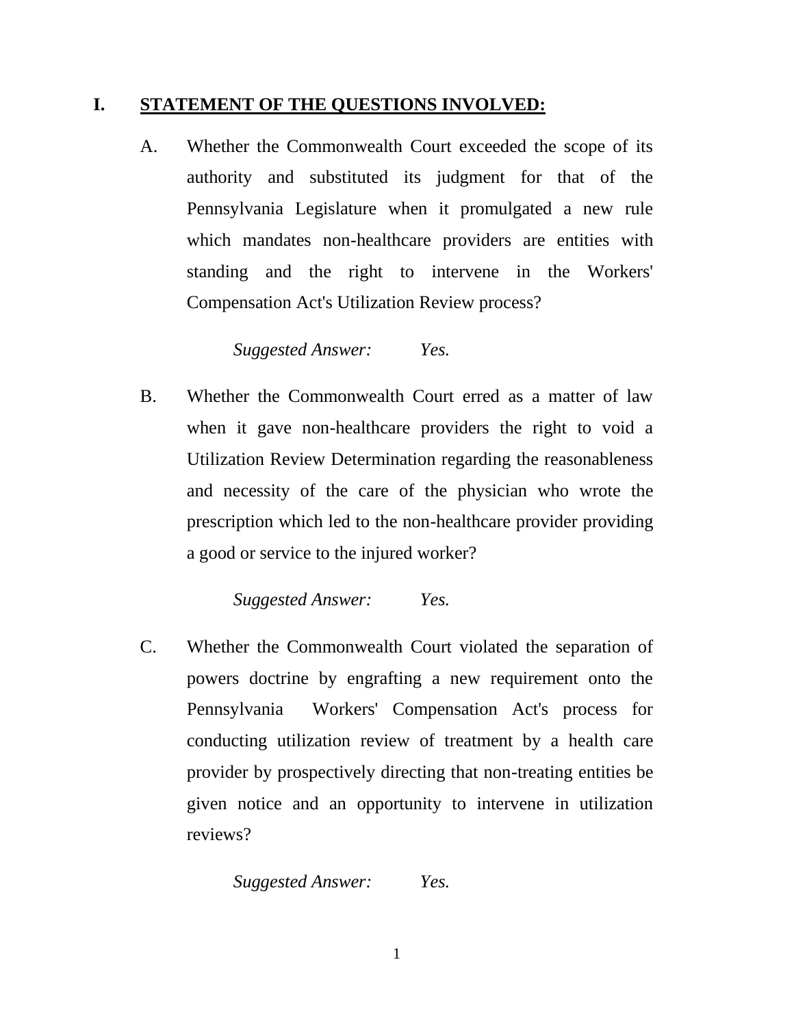## I. STATEMENT OF THE QUESTIONS INVOLVED:

A. Whether the Commonwealth Court exceeded the scope of its authority and substituted its judgment for that of the Pennsylvania Legislature when it promulgated a new rule which mandates non-healthcare providers are entities with standing and the right to intervene in the Workers' Compensation Act's Utilization Review process?

*Suggested Answer: Yes.*

B. Whether the Commonwealth Court erred as a matter of law when it gave non-healthcare providers the right to void a Utilization Review Determination regarding the reasonableness and necessity of the care of the physician who wrote the prescription which led to the non-healthcare provider providing a good or service to the injured worker?

*Suggested Answer: Yes.*

C. Whether the Commonwealth Court violated the separation of powers doctrine by engrafting a new requirement onto the Pennsylvania Workers' Compensation Act's process for conducting utilization review of treatment by a health care provider by prospectively directing that non-treating entities be given notice and an opportunity to intervene in utilization reviews?

*Suggested Answer: Yes.*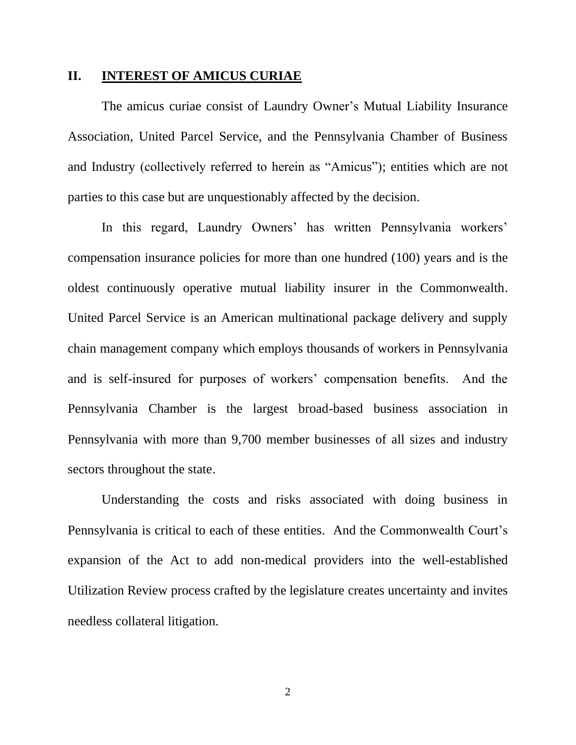## II. INTEREST OF AMICUS CURIAE

The amicus curiae consist of Laundry Owner's Mutual Liability Insurance Association, United Parcel Service, and the Pennsylvania Chamber of Business and Industry (collectively referred to herein as "Amicus"); entities which are not parties to this case but are unquestionably affected by the decision.

In this regard, Laundry Owners' has written Pennsylvania workers' compensation insurance policies for more than one hundred (100) years and is the oldest continuously operative mutual liability insurer in the Commonwealth. United Parcel Service is an American multinational package delivery and supply chain management company which employs thousands of workers in Pennsylvania and is self-insured for purposes of workers' compensation benefits. And the Pennsylvania Chamber is the largest broad-based business association in Pennsylvania with more than 9,700 member businesses of all sizes and industry sectors throughout the state.

Understanding the costs and risks associated with doing business in Pennsylvania is critical to each of these entities. And the Commonwealth Court's expansion of the Act to add non-medical providers into the well-established Utilization Review process crafted by the legislature creates uncertainty and invites needless collateral litigation.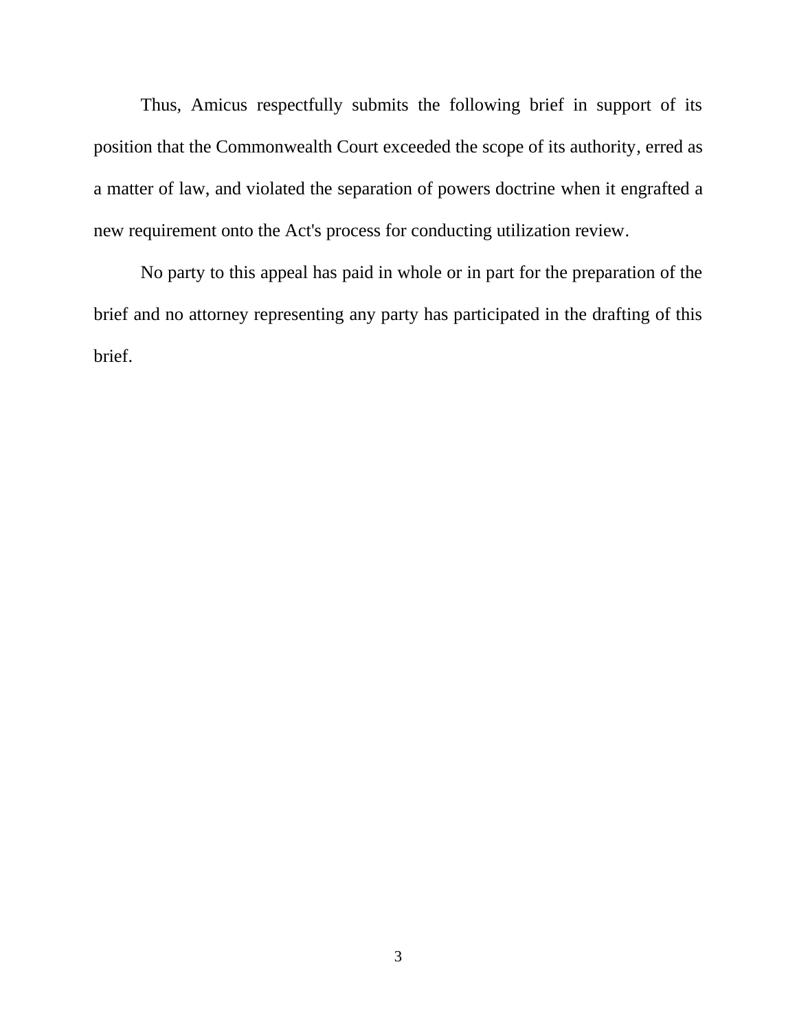Thus, Amicus respectfully submits the following brief in support of its position that the Commonwealth Court exceeded the scope of its authority, erred as a matter of law, and violated the separation of powers doctrine when it engrafted a new requirement onto the Act's process for conducting utilization review.

No party to this appeal has paid in whole or in part for the preparation of the brief and no attorney representing any party has participated in the drafting of this brief.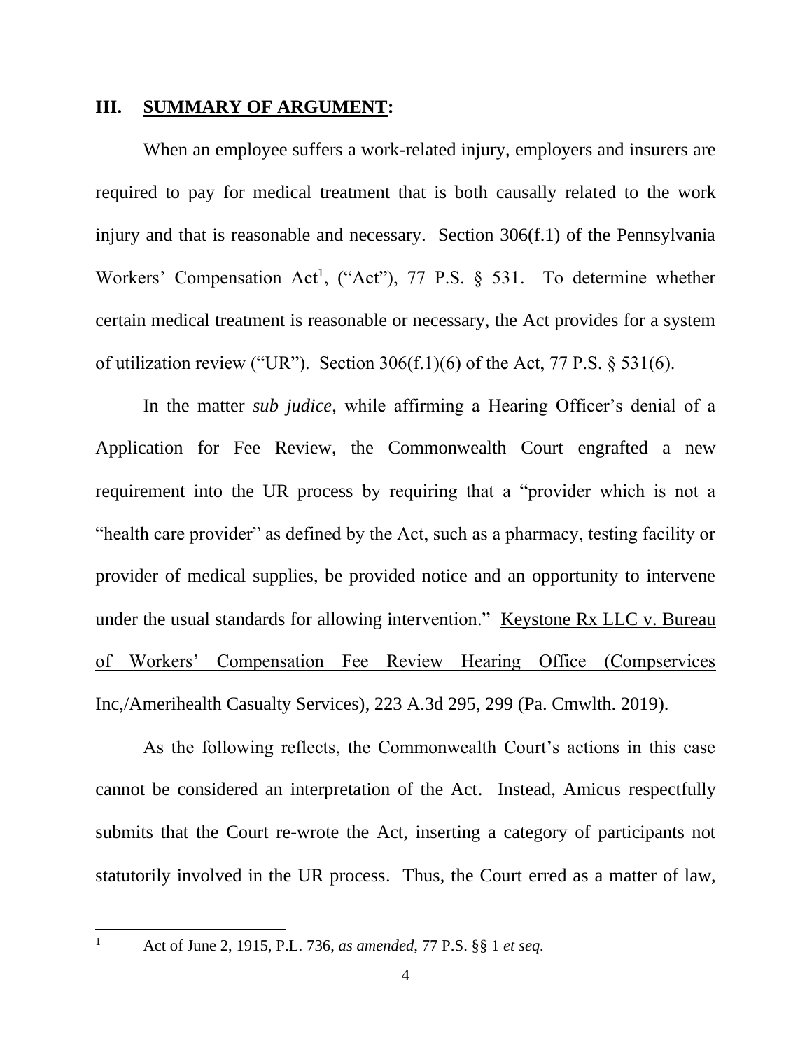## III. <u>SUMMARY OF ARGUMENT</u>:

When an employee suffers a work-related injury, employers and insurers are required to pay for medical treatment that is both causally related to the work injury and that is reasonable and necessary. Section 306(f.1) of the Pennsylvania Workers' Compensation Act[1], ("Act"), 77 P.S. § 531. To determine whether certain medical treatment is reasonable or necessary, the Act provides for a system of utilization review ("UR"). Section 306(f.1)(6) of the Act, 77 P.S. § 531(6).

In the matter *sub judice*, while affirming a Hearing Officer's denial of a Application for Fee Review, the Commonwealth Court engrafted a new requirement into the UR process by requiring that a "provider which is not a "health care provider" as defined by the Act, such as a pharmacy, testing facility or provider of medical supplies, be provided notice and an opportunity to intervene under the usual standards for allowing intervention." <u>Keystone Rx LLC v. Bureau of Workers' Compensation Fee Review Hearing Office (Compservices Inc,/Amerihealth Casualty Services)</u>, 223 A.3d 295, 299 (Pa. Cmwlth. 2019).

As the following reflects, the Commonwealth Court's actions in this case cannot be considered an interpretation of the Act. Instead, Amicus respectfully submits that the Court re-wrote the Act, inserting a category of participants not statutorily involved in the UR process. Thus, the Court erred as a matter of law,

---

[1] Act of June 2, 1915, P.L. 736, *as amended*, 77 P.S. §§ 1 *et seq.*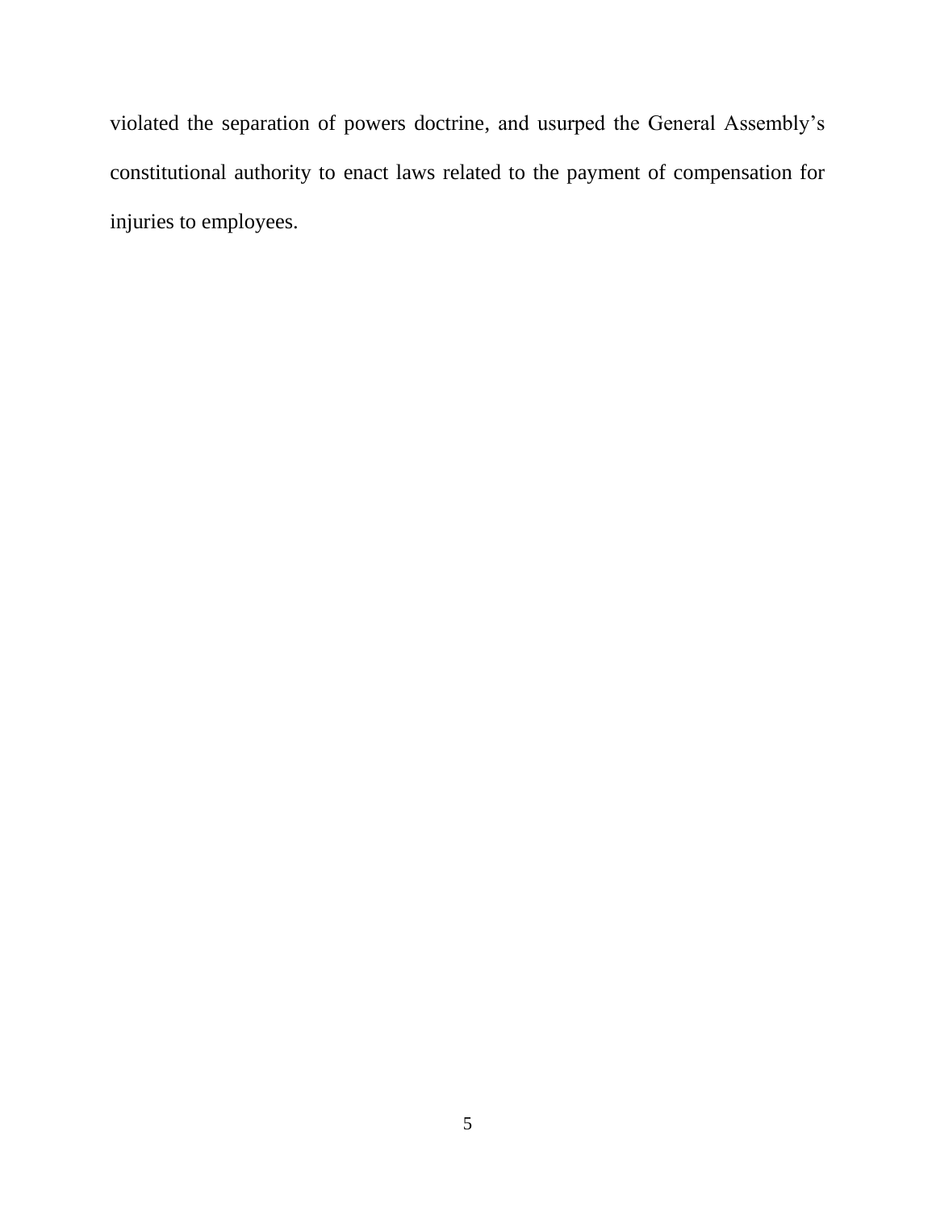violated the separation of powers doctrine, and usurped the General Assembly's constitutional authority to enact laws related to the payment of compensation for injuries to employees.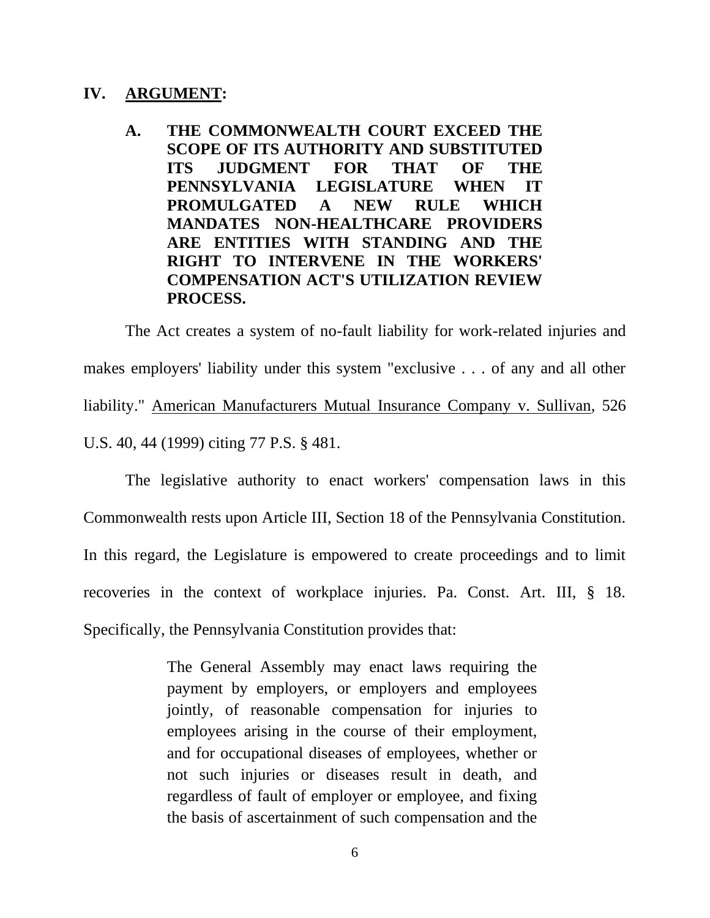## IV. <u>ARGUMENT</u>:

### A. THE COMMONWEALTH COURT EXCEED THE SCOPE OF ITS AUTHORITY AND SUBSTITUTED ITS JUDGMENT FOR THAT OF THE PENNSYLVANIA LEGISLATURE WHEN IT PROMULGATED A NEW RULE WHICH MANDATES NON-HEALTHCARE PROVIDERS ARE ENTITIES WITH STANDING AND THE RIGHT TO INTERVENE IN THE WORKERS' COMPENSATION ACT'S UTILIZATION REVIEW PROCESS.

The Act creates a system of no-fault liability for work-related injuries and makes employers' liability under this system "exclusive . . . of any and all other liability." <u>American Manufacturers Mutual Insurance Company v. Sullivan</u>, 526 U.S. 40, 44 (1999) citing 77 P.S. § 481.

The legislative authority to enact workers' compensation laws in this Commonwealth rests upon Article III, Section 18 of the Pennsylvania Constitution. In this regard, the Legislature is empowered to create proceedings and to limit recoveries in the context of workplace injuries. Pa. Const. Art. III, § 18. Specifically, the Pennsylvania Constitution provides that:

> The General Assembly may enact laws requiring the payment by employers, or employers and employees jointly, of reasonable compensation for injuries to employees arising in the course of their employment, and for occupational diseases of employees, whether or not such injuries or diseases result in death, and regardless of fault of employer or employee, and fixing the basis of ascertainment of such compensation and the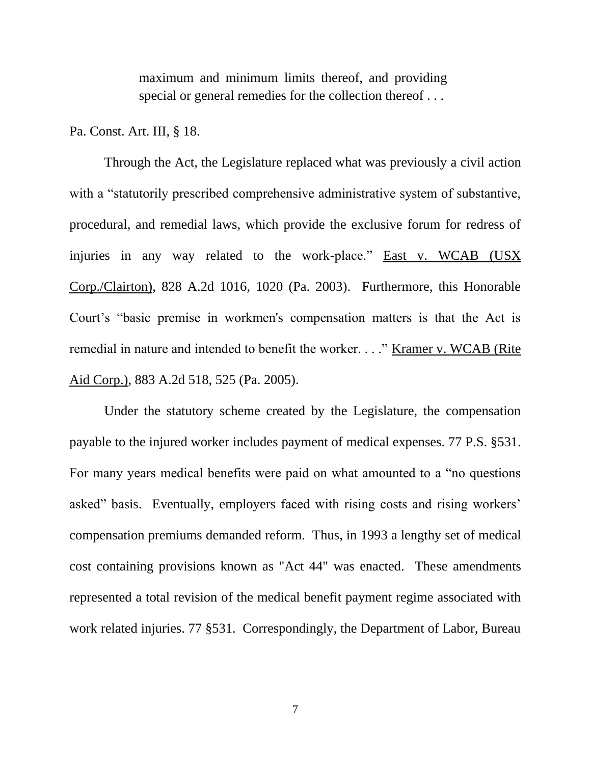> maximum and minimum limits thereof, and providing special or general remedies for the collection thereof . . .

Pa. Const. Art. III, § 18.

Through the Act, the Legislature replaced what was previously a civil action with a "statutorily prescribed comprehensive administrative system of substantive, procedural, and remedial laws, which provide the exclusive forum for redress of injuries in any way related to the work-place." East v. WCAB (USX Corp./Clairton), 828 A.2d 1016, 1020 (Pa. 2003). Furthermore, this Honorable Court's "basic premise in workmen's compensation matters is that the Act is remedial in nature and intended to benefit the worker. . . ." Kramer v. WCAB (Rite Aid Corp.), 883 A.2d 518, 525 (Pa. 2005).

Under the statutory scheme created by the Legislature, the compensation payable to the injured worker includes payment of medical expenses. 77 P.S. §531. For many years medical benefits were paid on what amounted to a "no questions asked" basis. Eventually, employers faced with rising costs and rising workers' compensation premiums demanded reform. Thus, in 1993 a lengthy set of medical cost containing provisions known as "Act 44" was enacted. These amendments represented a total revision of the medical benefit payment regime associated with work related injuries. 77 §531. Correspondingly, the Department of Labor, Bureau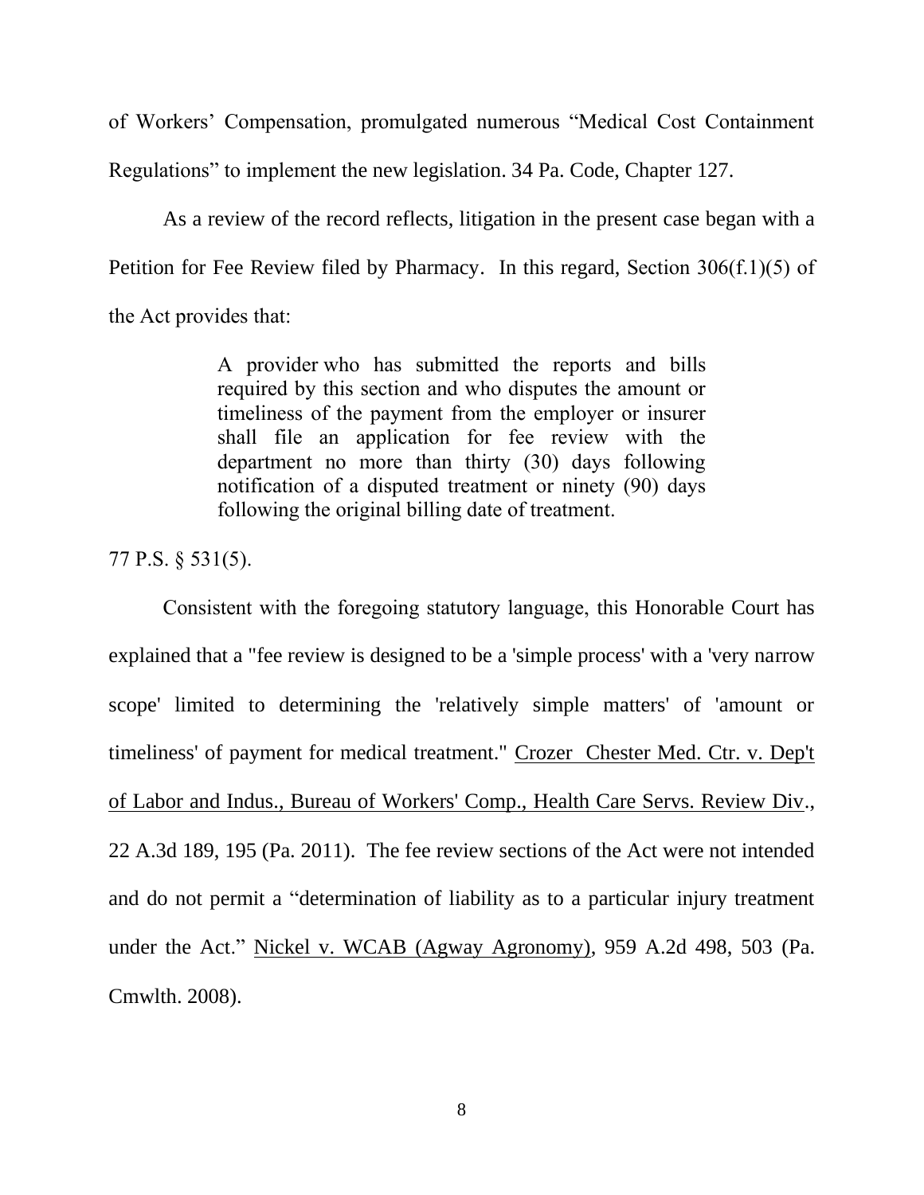of Workers' Compensation, promulgated numerous "Medical Cost Containment Regulations" to implement the new legislation. 34 Pa. Code, Chapter 127.

As a review of the record reflects, litigation in the present case began with a Petition for Fee Review filed by Pharmacy. In this regard, Section 306(f.1)(5) of the Act provides that:

> A provider who has submitted the reports and bills required by this section and who disputes the amount or timeliness of the payment from the employer or insurer shall file an application for fee review with the department no more than thirty (30) days following notification of a disputed treatment or ninety (90) days following the original billing date of treatment.

77 P.S. § 531(5).

Consistent with the foregoing statutory language, this Honorable Court has explained that a "fee review is designed to be a 'simple process' with a 'very narrow scope' limited to determining the 'relatively simple matters' of 'amount or timeliness' of payment for medical treatment." Crozer Chester Med. Ctr. v. Dep't of Labor and Indus., Bureau of Workers' Comp., Health Care Servs. Review Div., 22 A.3d 189, 195 (Pa. 2011). The fee review sections of the Act were not intended and do not permit a "determination of liability as to a particular injury treatment under the Act." Nickel v. WCAB (Agway Agronomy), 959 A.2d 498, 503 (Pa. Cmwlth. 2008).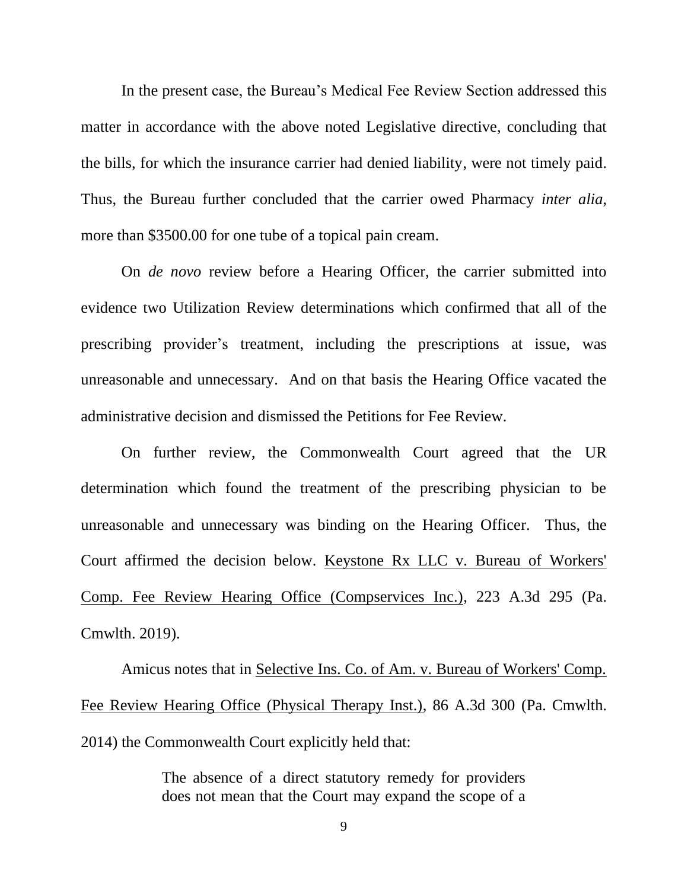In the present case, the Bureau's Medical Fee Review Section addressed this matter in accordance with the above noted Legislative directive, concluding that the bills, for which the insurance carrier had denied liability, were not timely paid. Thus, the Bureau further concluded that the carrier owed Pharmacy *inter alia*, more than $3500.00 for one tube of a topical pain cream.

On *de novo* review before a Hearing Officer, the carrier submitted into evidence two Utilization Review determinations which confirmed that all of the prescribing provider's treatment, including the prescriptions at issue, was unreasonable and unnecessary. And on that basis the Hearing Office vacated the administrative decision and dismissed the Petitions for Fee Review.

On further review, the Commonwealth Court agreed that the UR determination which found the treatment of the prescribing physician to be unreasonable and unnecessary was binding on the Hearing Officer. Thus, the Court affirmed the decision below. <u>Keystone Rx LLC v. Bureau of Workers' Comp. Fee Review Hearing Office (Compservices Inc.)</u>, 223 A.3d 295 (Pa. Cmwlth. 2019).

Amicus notes that in <u>Selective Ins. Co. of Am. v. Bureau of Workers' Comp. Fee Review Hearing Office (Physical Therapy Inst.)</u>, 86 A.3d 300 (Pa. Cmwlth. 2014) the Commonwealth Court explicitly held that:

> The absence of a direct statutory remedy for providers does not mean that the Court may expand the scope of a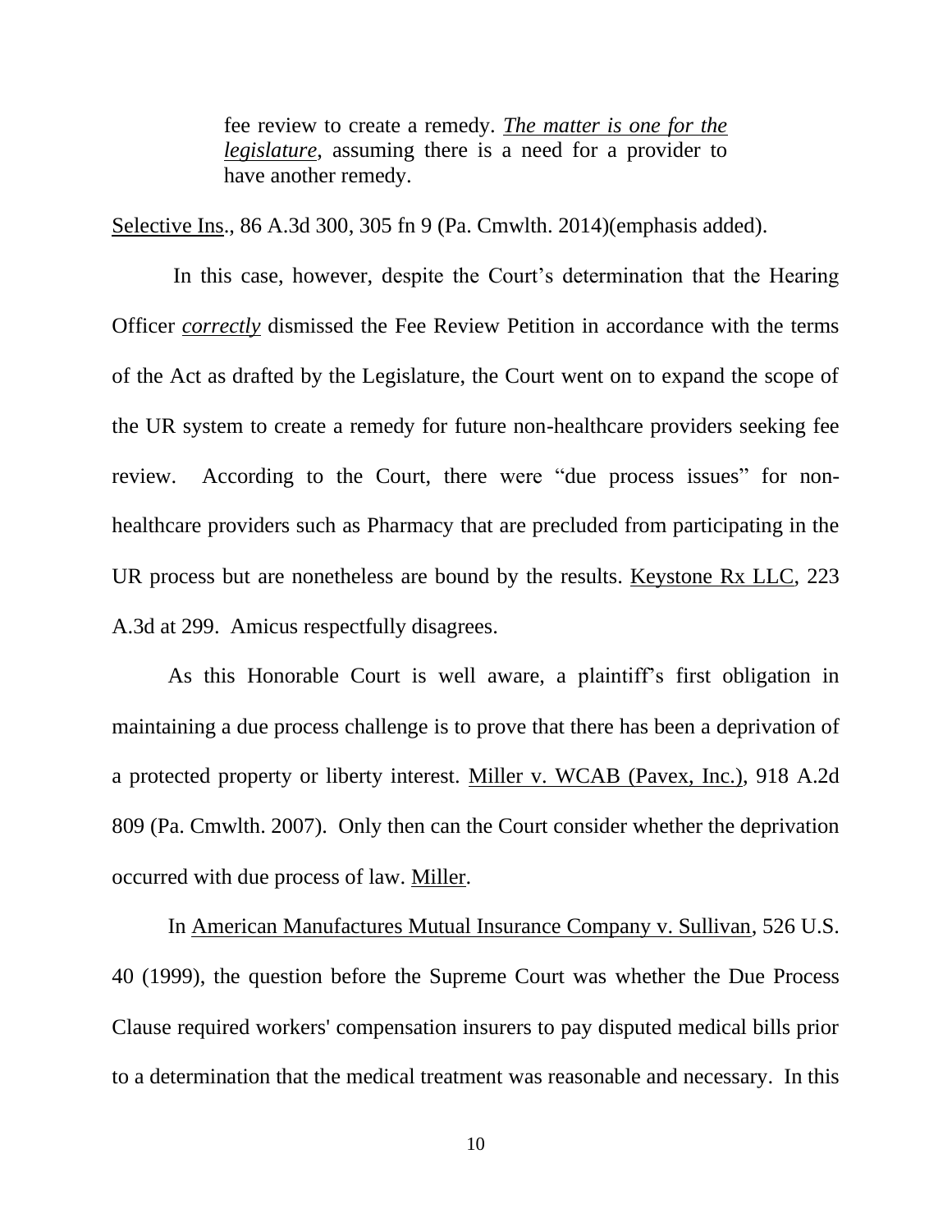> fee review to create a remedy. ***The matter is one for the legislature***, assuming there is a need for a provider to have another remedy.

Selective Ins., 86 A.3d 300, 305 fn 9 (Pa. Cmwlth. 2014)(emphasis added).

In this case, however, despite the Court's determination that the Hearing Officer ***correctly*** dismissed the Fee Review Petition in accordance with the terms of the Act as drafted by the Legislature, the Court went on to expand the scope of the UR system to create a remedy for future non-healthcare providers seeking fee review. According to the Court, there were "due process issues" for non-healthcare providers such as Pharmacy that are precluded from participating in the UR process but are nonetheless are bound by the results. Keystone Rx LLC, 223 A.3d at 299. Amicus respectfully disagrees.

As this Honorable Court is well aware, a plaintiff's first obligation in maintaining a due process challenge is to prove that there has been a deprivation of a protected property or liberty interest. Miller v. WCAB (Pavex, Inc.), 918 A.2d 809 (Pa. Cmwlth. 2007). Only then can the Court consider whether the deprivation occurred with due process of law. Miller.

In American Manufactures Mutual Insurance Company v. Sullivan, 526 U.S. 40 (1999), the question before the Supreme Court was whether the Due Process Clause required workers' compensation insurers to pay disputed medical bills prior to a determination that the medical treatment was reasonable and necessary. In this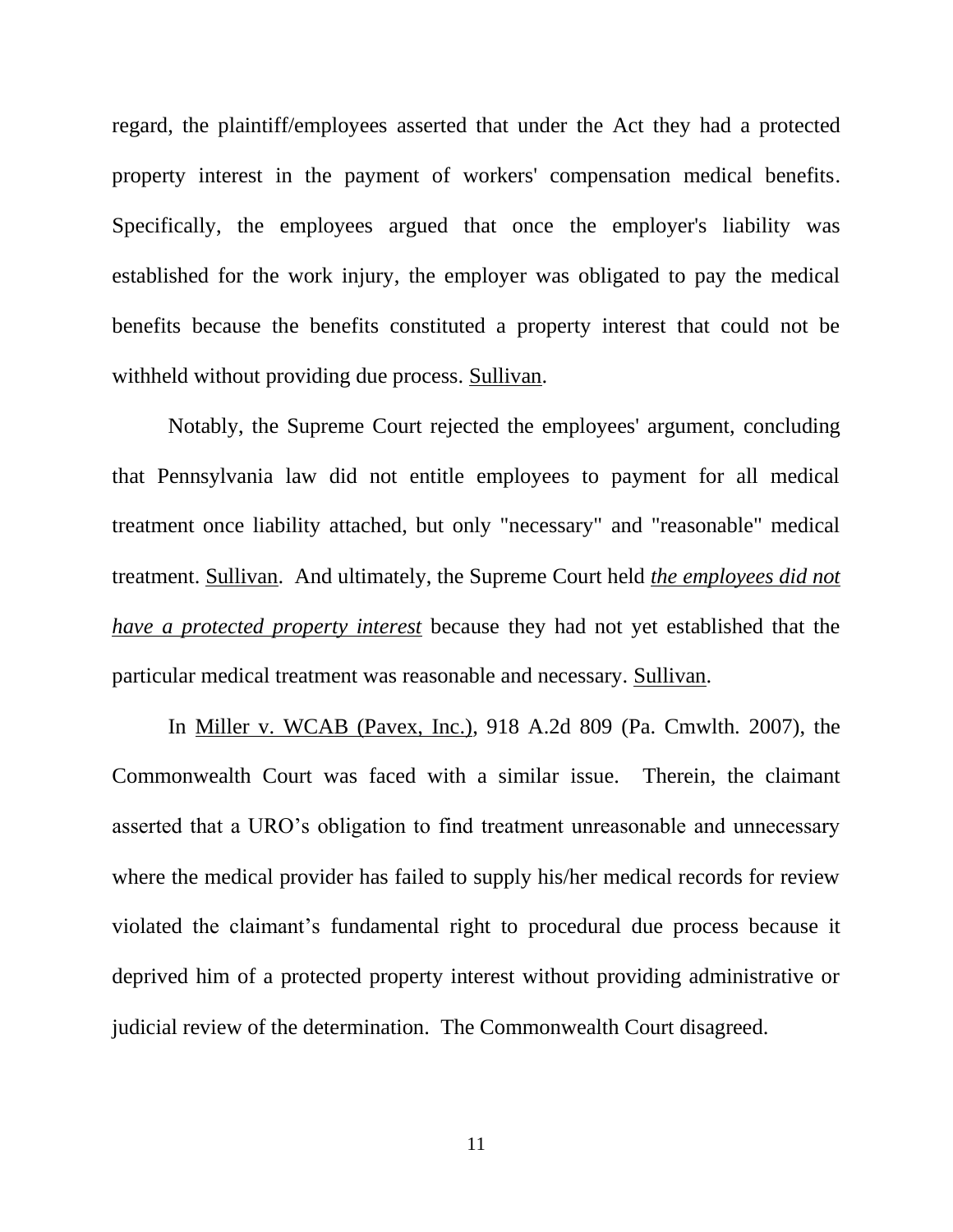regard, the plaintiff/employees asserted that under the Act they had a protected property interest in the payment of workers' compensation medical benefits. Specifically, the employees argued that once the employer's liability was established for the work injury, the employer was obligated to pay the medical benefits because the benefits constituted a property interest that could not be withheld without providing due process. Sullivan.

Notably, the Supreme Court rejected the employees' argument, concluding that Pennsylvania law did not entitle employees to payment for all medical treatment once liability attached, but only "necessary" and "reasonable" medical treatment. Sullivan. And ultimately, the Supreme Court held ***the employees did not have a protected property interest*** because they had not yet established that the particular medical treatment was reasonable and necessary. Sullivan.

In Miller v. WCAB (Pavex, Inc.), 918 A.2d 809 (Pa. Cmwlth. 2007), the Commonwealth Court was faced with a similar issue. Therein, the claimant asserted that a URO's obligation to find treatment unreasonable and unnecessary where the medical provider has failed to supply his/her medical records for review violated the claimant's fundamental right to procedural due process because it deprived him of a protected property interest without providing administrative or judicial review of the determination. The Commonwealth Court disagreed.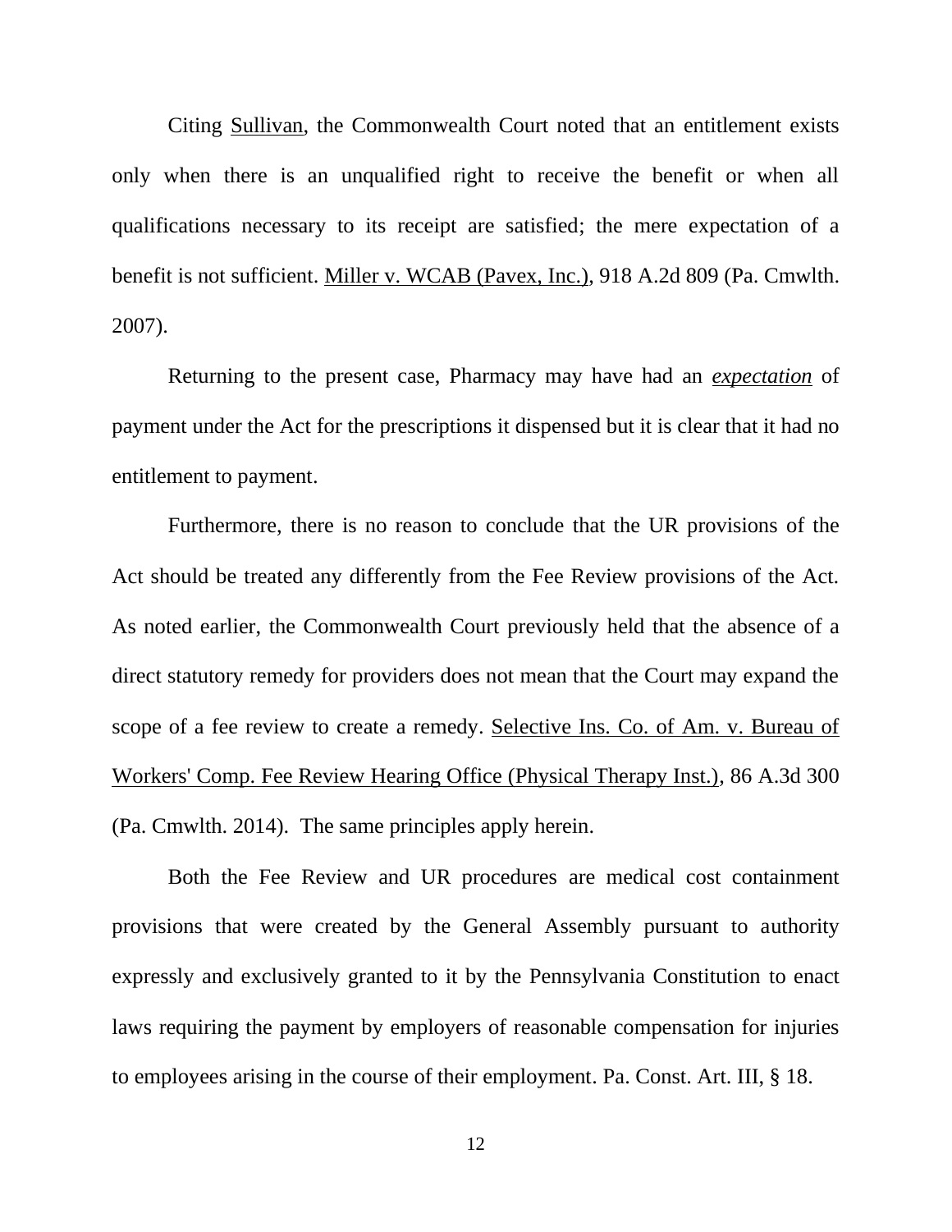Citing Sullivan, the Commonwealth Court noted that an entitlement exists only when there is an unqualified right to receive the benefit or when all qualifications necessary to its receipt are satisfied; the mere expectation of a benefit is not sufficient. Miller v. WCAB (Pavex, Inc.), 918 A.2d 809 (Pa. Cmwlth. 2007).

Returning to the present case, Pharmacy may have had an ***expectation*** of payment under the Act for the prescriptions it dispensed but it is clear that it had no entitlement to payment.

Furthermore, there is no reason to conclude that the UR provisions of the Act should be treated any differently from the Fee Review provisions of the Act. As noted earlier, the Commonwealth Court previously held that the absence of a direct statutory remedy for providers does not mean that the Court may expand the scope of a fee review to create a remedy. Selective Ins. Co. of Am. v. Bureau of Workers' Comp. Fee Review Hearing Office (Physical Therapy Inst.), 86 A.3d 300 (Pa. Cmwlth. 2014). The same principles apply herein.

Both the Fee Review and UR procedures are medical cost containment provisions that were created by the General Assembly pursuant to authority expressly and exclusively granted to it by the Pennsylvania Constitution to enact laws requiring the payment by employers of reasonable compensation for injuries to employees arising in the course of their employment. Pa. Const. Art. III, § 18.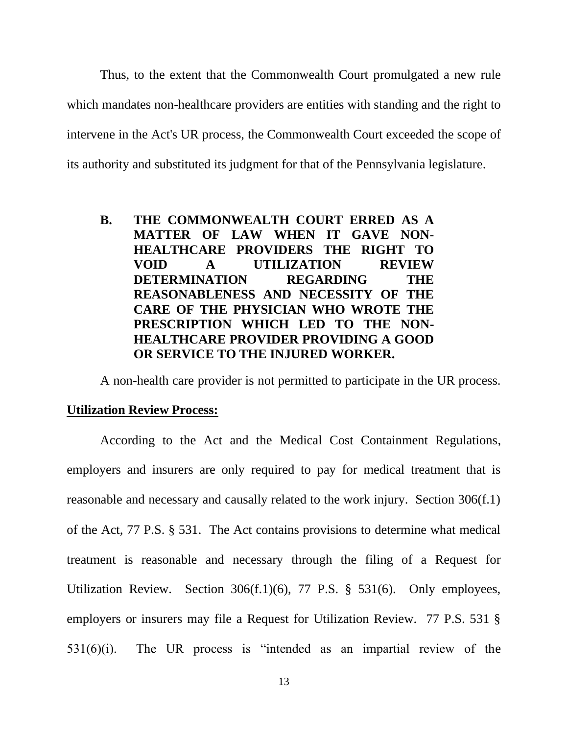Thus, to the extent that the Commonwealth Court promulgated a new rule which mandates non-healthcare providers are entities with standing and the right to intervene in the Act's UR process, the Commonwealth Court exceeded the scope of its authority and substituted its judgment for that of the Pennsylvania legislature.

### B. THE COMMONWEALTH COURT ERRED AS A MATTER OF LAW WHEN IT GAVE NON-HEALTHCARE PROVIDERS THE RIGHT TO VOID A UTILIZATION REVIEW DETERMINATION REGARDING THE REASONABLENESS AND NECESSITY OF THE CARE OF THE PHYSICIAN WHO WROTE THE PRESCRIPTION WHICH LED TO THE NON-HEALTHCARE PROVIDER PROVIDING A GOOD OR SERVICE TO THE INJURED WORKER.

A non-health care provider is not permitted to participate in the UR process.

**Utilization Review Process:**

According to the Act and the Medical Cost Containment Regulations, employers and insurers are only required to pay for medical treatment that is reasonable and necessary and causally related to the work injury. Section 306(f.1) of the Act, 77 P.S. § 531. The Act contains provisions to determine what medical treatment is reasonable and necessary through the filing of a Request for Utilization Review. Section 306(f.1)(6), 77 P.S. § 531(6). Only employees, employers or insurers may file a Request for Utilization Review. 77 P.S. 531 § 531(6)(i). The UR process is "intended as an impartial review of the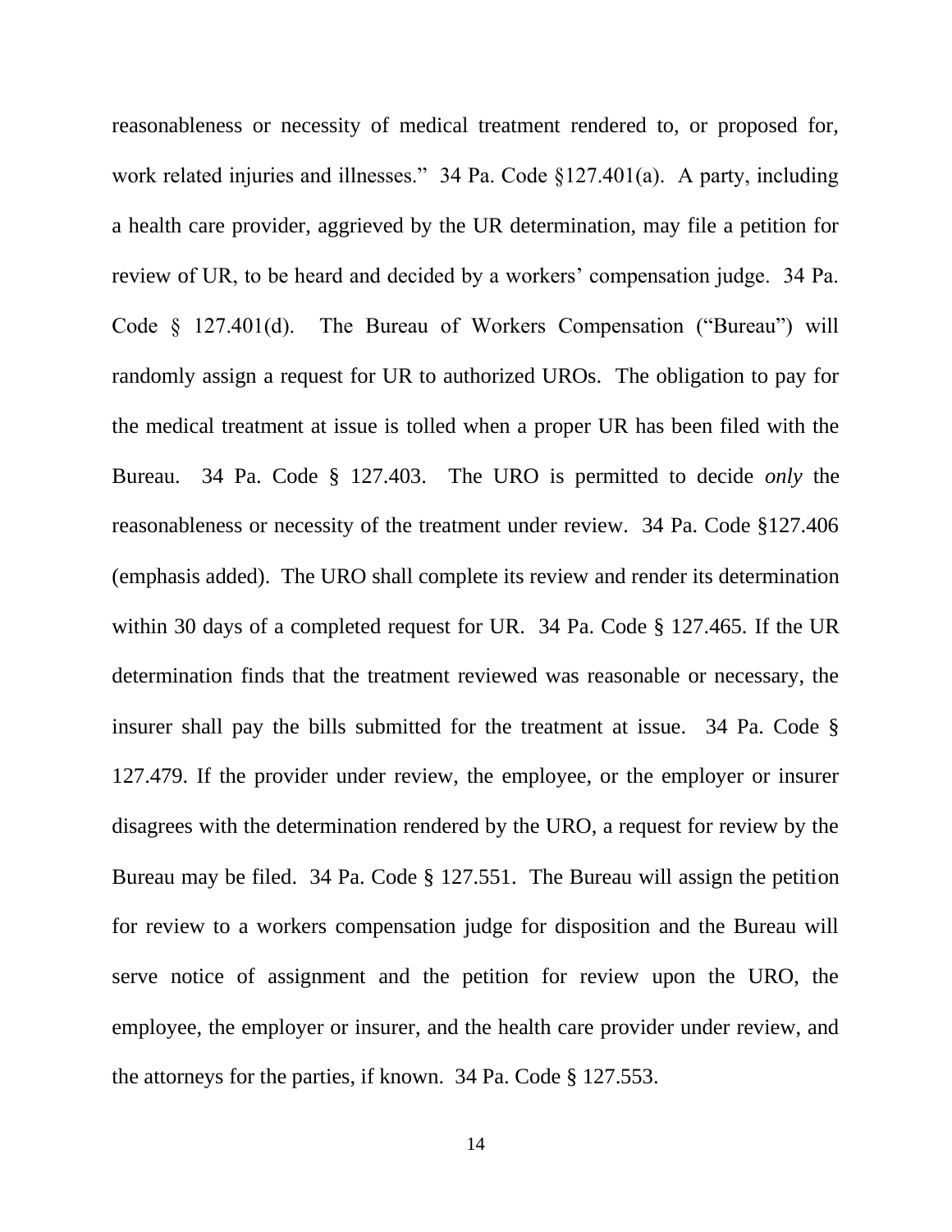reasonableness or necessity of medical treatment rendered to, or proposed for, work related injuries and illnesses." 34 Pa. Code §127.401(a). A party, including a health care provider, aggrieved by the UR determination, may file a petition for review of UR, to be heard and decided by a workers' compensation judge. 34 Pa. Code § 127.401(d). The Bureau of Workers Compensation ("Bureau") will randomly assign a request for UR to authorized UROs. The obligation to pay for the medical treatment at issue is tolled when a proper UR has been filed with the Bureau. 34 Pa. Code § 127.403. The URO is permitted to decide *only* the reasonableness or necessity of the treatment under review. 34 Pa. Code §127.406 (emphasis added). The URO shall complete its review and render its determination within 30 days of a completed request for UR. 34 Pa. Code § 127.465. If the UR determination finds that the treatment reviewed was reasonable or necessary, the insurer shall pay the bills submitted for the treatment at issue. 34 Pa. Code § 127.479. If the provider under review, the employee, or the employer or insurer disagrees with the determination rendered by the URO, a request for review by the Bureau may be filed. 34 Pa. Code § 127.551. The Bureau will assign the petition for review to a workers compensation judge for disposition and the Bureau will serve notice of assignment and the petition for review upon the URO, the employee, the employer or insurer, and the health care provider under review, and the attorneys for the parties, if known. 34 Pa. Code § 127.553.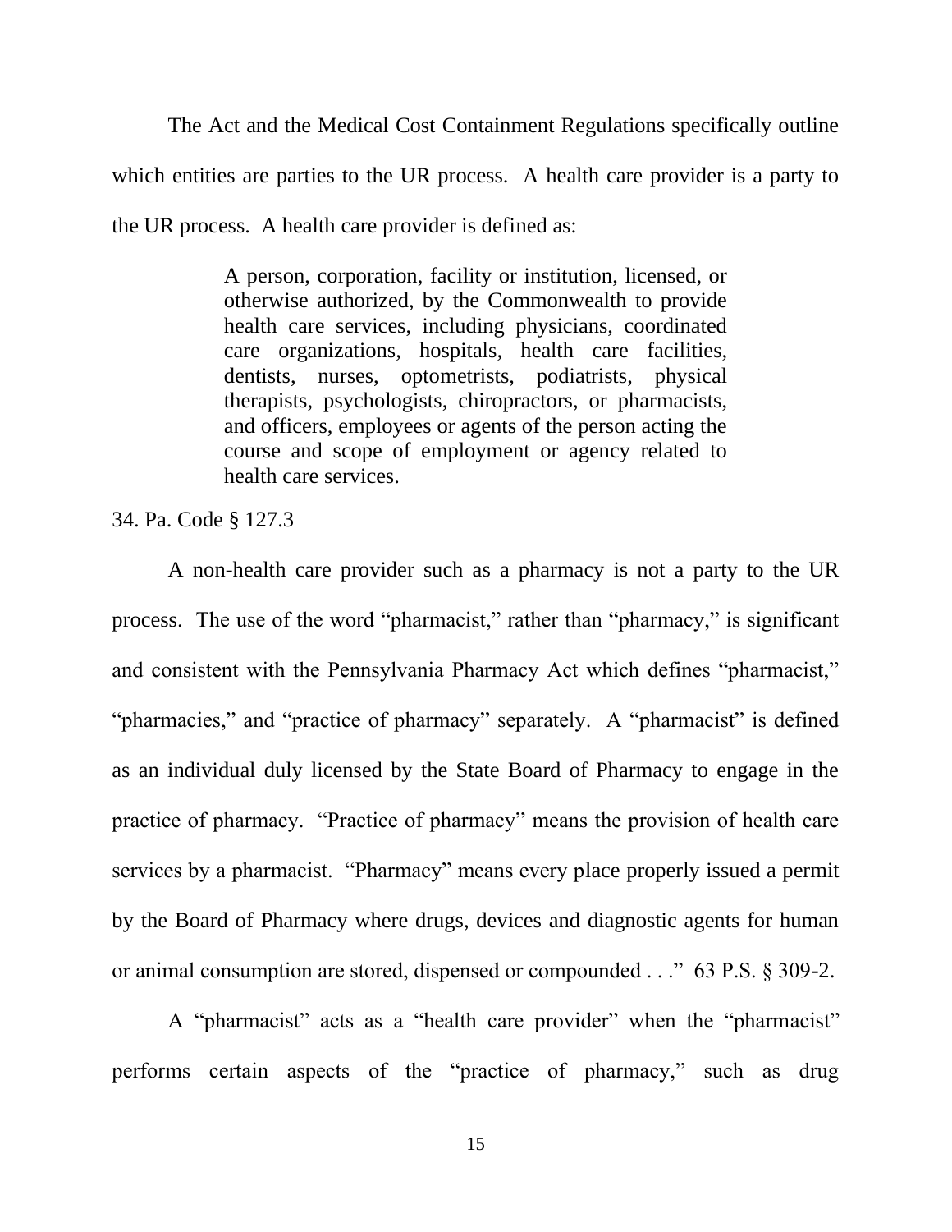The Act and the Medical Cost Containment Regulations specifically outline which entities are parties to the UR process. A health care provider is a party to the UR process. A health care provider is defined as:

> A person, corporation, facility or institution, licensed, or otherwise authorized, by the Commonwealth to provide health care services, including physicians, coordinated care organizations, hospitals, health care facilities, dentists, nurses, optometrists, podiatrists, physical therapists, psychologists, chiropractors, or pharmacists, and officers, employees or agents of the person acting the course and scope of employment or agency related to health care services.

34. Pa. Code § 127.3

A non-health care provider such as a pharmacy is not a party to the UR process. The use of the word "pharmacist," rather than "pharmacy," is significant and consistent with the Pennsylvania Pharmacy Act which defines "pharmacist," "pharmacies," and "practice of pharmacy" separately. A "pharmacist" is defined as an individual duly licensed by the State Board of Pharmacy to engage in the practice of pharmacy. "Practice of pharmacy" means the provision of health care services by a pharmacist. "Pharmacy" means every place properly issued a permit by the Board of Pharmacy where drugs, devices and diagnostic agents for human or animal consumption are stored, dispensed or compounded . . ." 63 P.S. § 309-2.

A "pharmacist" acts as a "health care provider" when the "pharmacist" performs certain aspects of the "practice of pharmacy," such as drug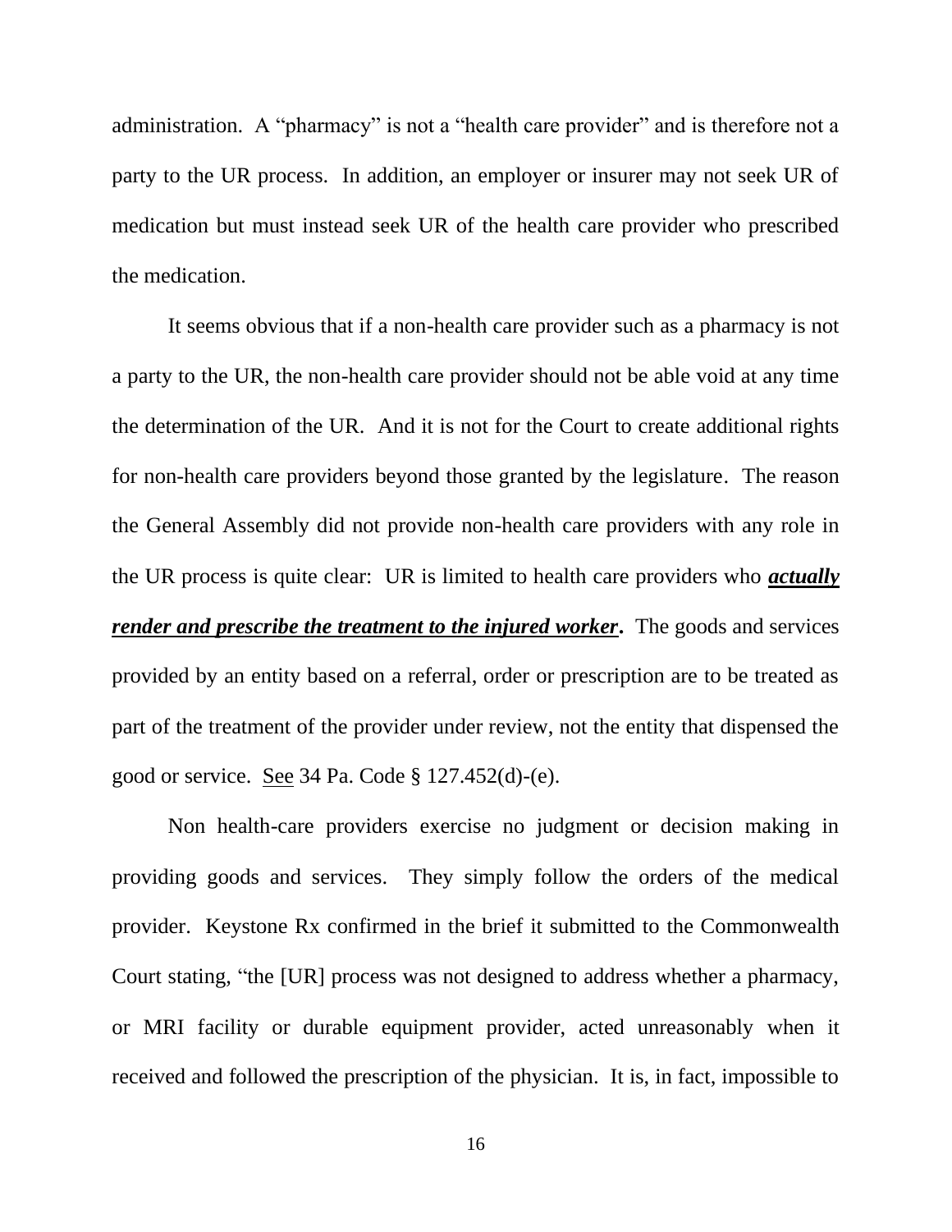administration. A "pharmacy" is not a "health care provider" and is therefore not a party to the UR process. In addition, an employer or insurer may not seek UR of medication but must instead seek UR of the health care provider who prescribed the medication.

It seems obvious that if a non-health care provider such as a pharmacy is not a party to the UR, the non-health care provider should not be able void at any time the determination of the UR. And it is not for the Court to create additional rights for non-health care providers beyond those granted by the legislature. The reason the General Assembly did not provide non-health care providers with any role in the UR process is quite clear: UR is limited to health care providers who ***actually render and prescribe the treatment to the injured worker*****.** The goods and services provided by an entity based on a referral, order or prescription are to be treated as part of the treatment of the provider under review, not the entity that dispensed the good or service. See 34 Pa. Code § 127.452(d)-(e).

Non health-care providers exercise no judgment or decision making in providing goods and services. They simply follow the orders of the medical provider. Keystone Rx confirmed in the brief it submitted to the Commonwealth Court stating, "the [UR] process was not designed to address whether a pharmacy, or MRI facility or durable equipment provider, acted unreasonably when it received and followed the prescription of the physician. It is, in fact, impossible to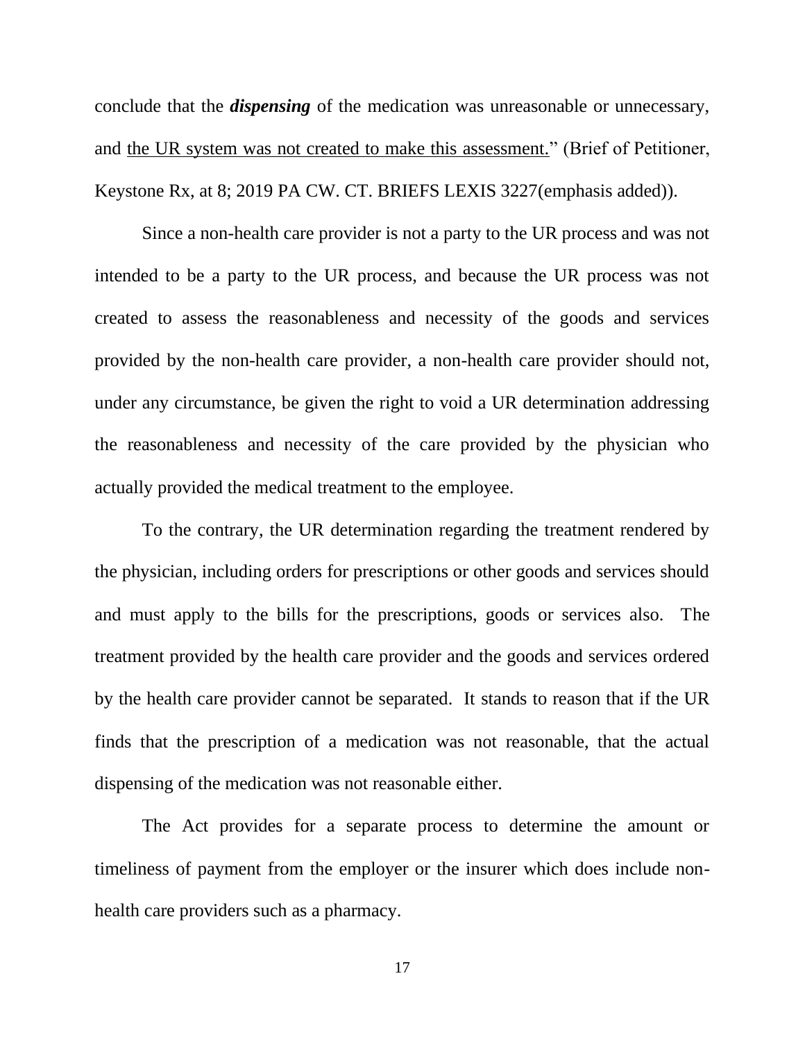conclude that the ***dispensing*** of the medication was unreasonable or unnecessary, and <u>the UR system was not created to make this assessment.</u>" (Brief of Petitioner, Keystone Rx, at 8; 2019 PA CW. CT. BRIEFS LEXIS 3227(emphasis added)).

Since a non-health care provider is not a party to the UR process and was not intended to be a party to the UR process, and because the UR process was not created to assess the reasonableness and necessity of the goods and services provided by the non-health care provider, a non-health care provider should not, under any circumstance, be given the right to void a UR determination addressing the reasonableness and necessity of the care provided by the physician who actually provided the medical treatment to the employee.

To the contrary, the UR determination regarding the treatment rendered by the physician, including orders for prescriptions or other goods and services should and must apply to the bills for the prescriptions, goods or services also. The treatment provided by the health care provider and the goods and services ordered by the health care provider cannot be separated. It stands to reason that if the UR finds that the prescription of a medication was not reasonable, that the actual dispensing of the medication was not reasonable either.

The Act provides for a separate process to determine the amount or timeliness of payment from the employer or the insurer which does include non-health care providers such as a pharmacy.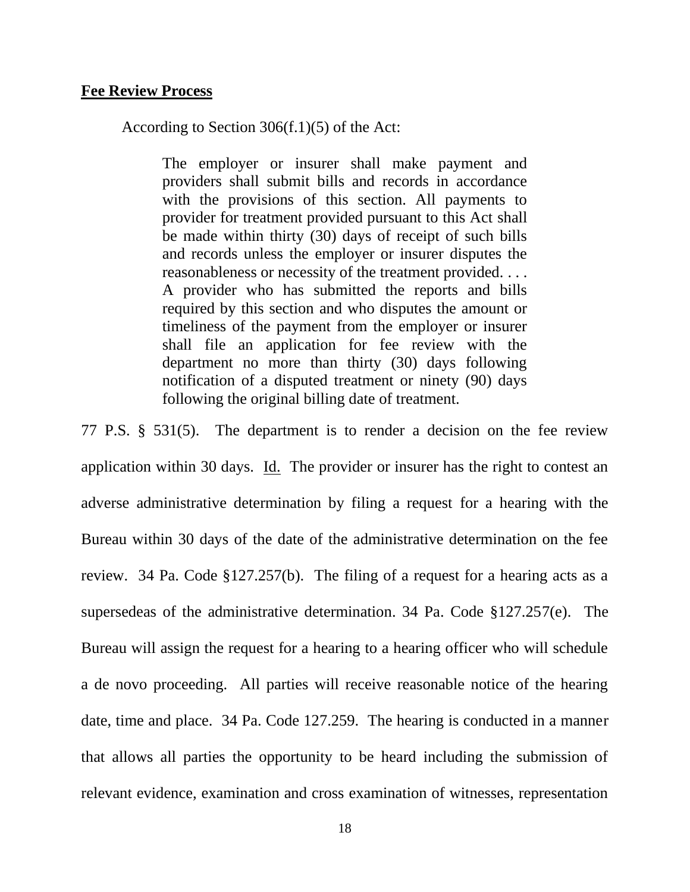**Fee Review Process**

According to Section 306(f.1)(5) of the Act:

> The employer or insurer shall make payment and providers shall submit bills and records in accordance with the provisions of this section. All payments to provider for treatment provided pursuant to this Act shall be made within thirty (30) days of receipt of such bills and records unless the employer or insurer disputes the reasonableness or necessity of the treatment provided. . . . A provider who has submitted the reports and bills required by this section and who disputes the amount or timeliness of the payment from the employer or insurer shall file an application for fee review with the department no more than thirty (30) days following notification of a disputed treatment or ninety (90) days following the original billing date of treatment.

77 P.S. § 531(5). The department is to render a decision on the fee review application within 30 days. Id. The provider or insurer has the right to contest an adverse administrative determination by filing a request for a hearing with the Bureau within 30 days of the date of the administrative determination on the fee review. 34 Pa. Code §127.257(b). The filing of a request for a hearing acts as a supersedeas of the administrative determination. 34 Pa. Code §127.257(e). The Bureau will assign the request for a hearing to a hearing officer who will schedule a de novo proceeding. All parties will receive reasonable notice of the hearing date, time and place. 34 Pa. Code 127.259. The hearing is conducted in a manner that allows all parties the opportunity to be heard including the submission of relevant evidence, examination and cross examination of witnesses, representation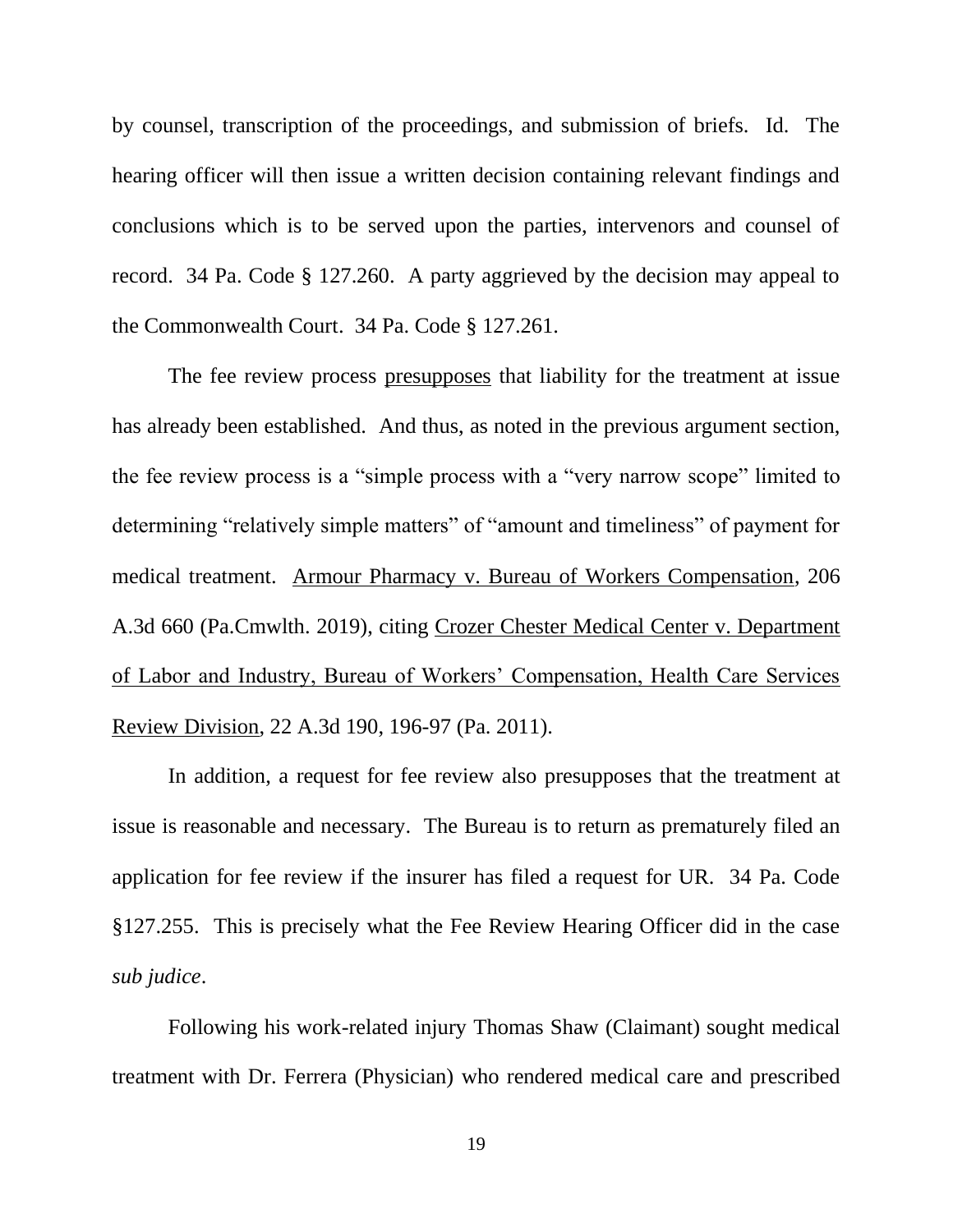by counsel, transcription of the proceedings, and submission of briefs. Id. The hearing officer will then issue a written decision containing relevant findings and conclusions which is to be served upon the parties, intervenors and counsel of record. 34 Pa. Code § 127.260. A party aggrieved by the decision may appeal to the Commonwealth Court. 34 Pa. Code § 127.261.

The fee review process <u>presupposes</u> that liability for the treatment at issue has already been established. And thus, as noted in the previous argument section, the fee review process is a "simple process with a "very narrow scope" limited to determining "relatively simple matters" of "amount and timeliness" of payment for medical treatment. <u>Armour Pharmacy v. Bureau of Workers Compensation</u>, 206 A.3d 660 (Pa.Cmwlth. 2019), citing <u>Crozer Chester Medical Center v. Department of Labor and Industry, Bureau of Workers' Compensation, Health Care Services Review Division</u>, 22 A.3d 190, 196-97 (Pa. 2011).

In addition, a request for fee review also presupposes that the treatment at issue is reasonable and necessary. The Bureau is to return as prematurely filed an application for fee review if the insurer has filed a request for UR. 34 Pa. Code §127.255. This is precisely what the Fee Review Hearing Officer did in the case *sub judice*.

Following his work-related injury Thomas Shaw (Claimant) sought medical treatment with Dr. Ferrera (Physician) who rendered medical care and prescribed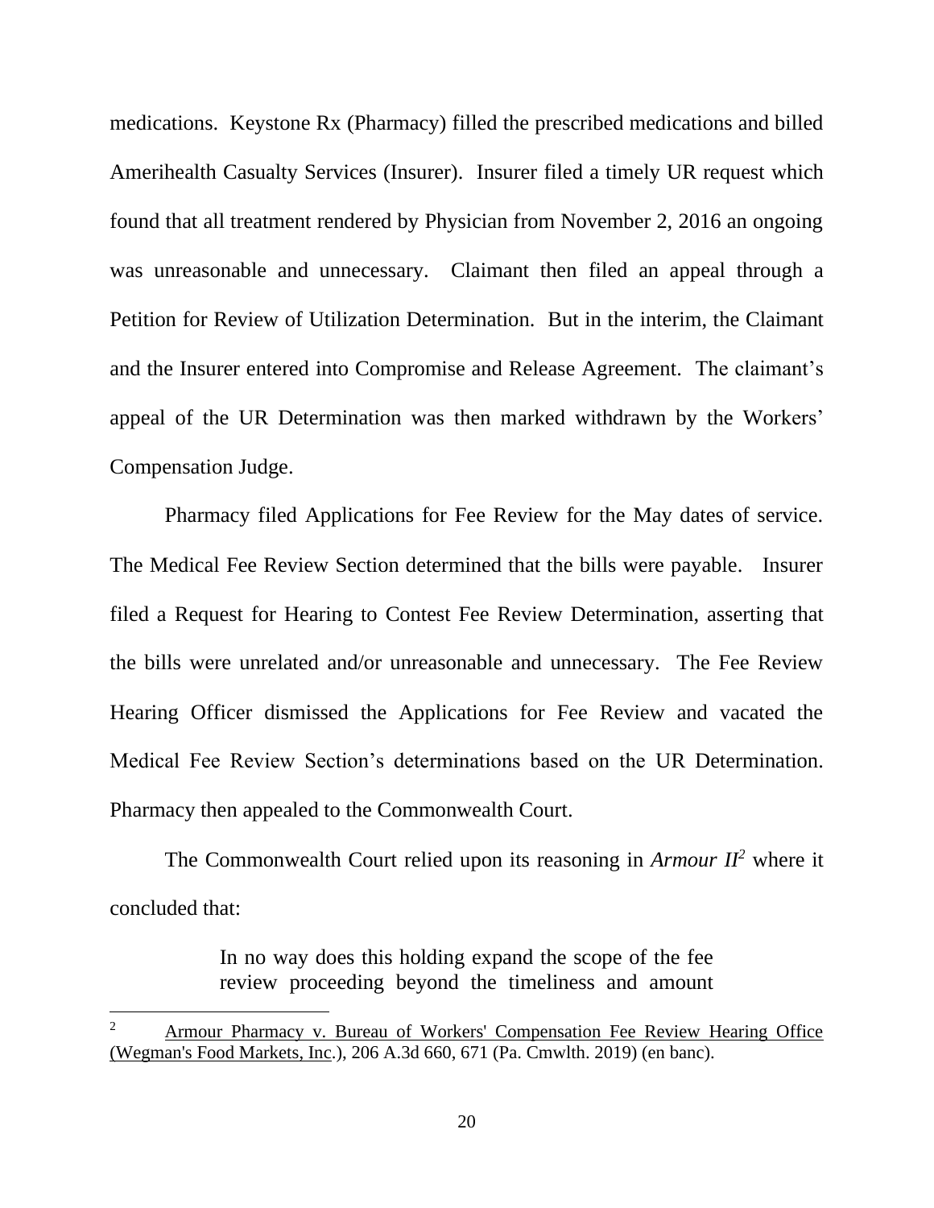medications. Keystone Rx (Pharmacy) filled the prescribed medications and billed Amerihealth Casualty Services (Insurer). Insurer filed a timely UR request which found that all treatment rendered by Physician from November 2, 2016 an ongoing was unreasonable and unnecessary. Claimant then filed an appeal through a Petition for Review of Utilization Determination. But in the interim, the Claimant and the Insurer entered into Compromise and Release Agreement. The claimant's appeal of the UR Determination was then marked withdrawn by the Workers' Compensation Judge.

Pharmacy filed Applications for Fee Review for the May dates of service. The Medical Fee Review Section determined that the bills were payable. Insurer filed a Request for Hearing to Contest Fee Review Determination, asserting that the bills were unrelated and/or unreasonable and unnecessary. The Fee Review Hearing Officer dismissed the Applications for Fee Review and vacated the Medical Fee Review Section's determinations based on the UR Determination. Pharmacy then appealed to the Commonwealth Court.

The Commonwealth Court relied upon its reasoning in *Armour II*[2] where it concluded that:

> In no way does this holding expand the scope of the fee review proceeding beyond the timeliness and amount

---

[2] Armour Pharmacy v. Bureau of Workers' Compensation Fee Review Hearing Office (Wegman's Food Markets, Inc.), 206 A.3d 660, 671 (Pa. Cmwlth. 2019) (en banc).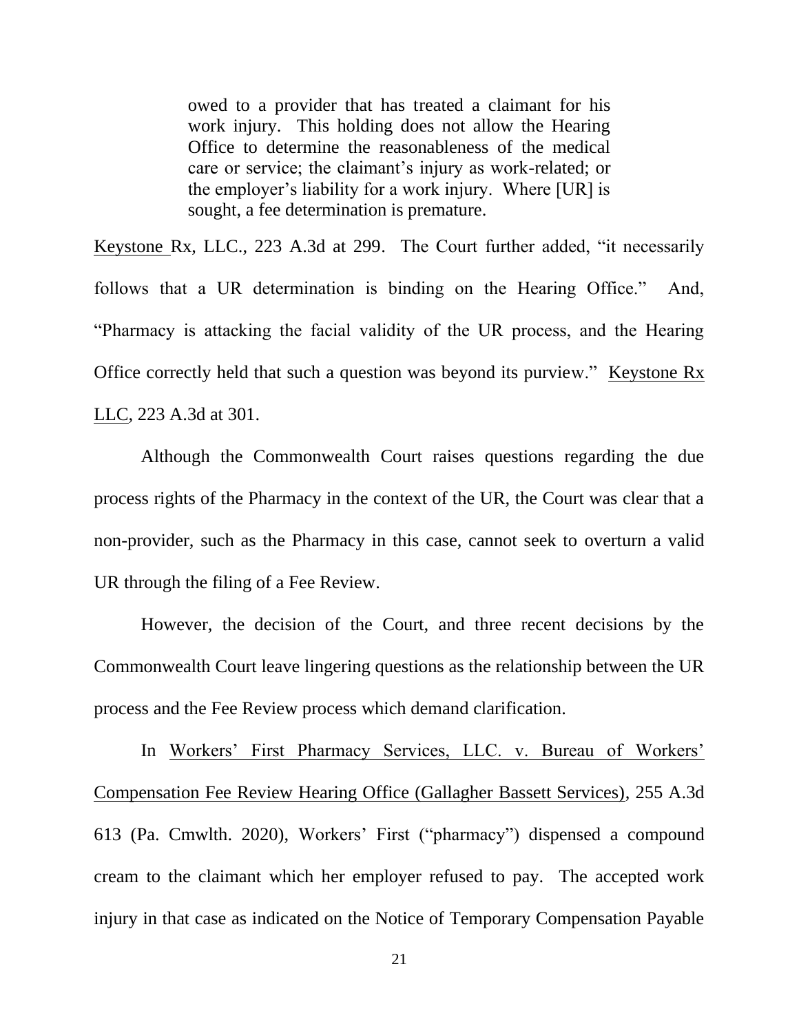> owed to a provider that has treated a claimant for his work injury. This holding does not allow the Hearing Office to determine the reasonableness of the medical care or service; the claimant's injury as work-related; or the employer's liability for a work injury. Where [UR] is sought, a fee determination is premature.

Keystone Rx, LLC., 223 A.3d at 299. The Court further added, "it necessarily follows that a UR determination is binding on the Hearing Office." And, "Pharmacy is attacking the facial validity of the UR process, and the Hearing Office correctly held that such a question was beyond its purview." Keystone Rx LLC, 223 A.3d at 301.

Although the Commonwealth Court raises questions regarding the due process rights of the Pharmacy in the context of the UR, the Court was clear that a non-provider, such as the Pharmacy in this case, cannot seek to overturn a valid UR through the filing of a Fee Review.

However, the decision of the Court, and three recent decisions by the Commonwealth Court leave lingering questions as the relationship between the UR process and the Fee Review process which demand clarification.

In Workers' First Pharmacy Services, LLC. v. Bureau of Workers' Compensation Fee Review Hearing Office (Gallagher Bassett Services), 255 A.3d 613 (Pa. Cmwlth. 2020), Workers' First ("pharmacy") dispensed a compound cream to the claimant which her employer refused to pay. The accepted work injury in that case as indicated on the Notice of Temporary Compensation Payable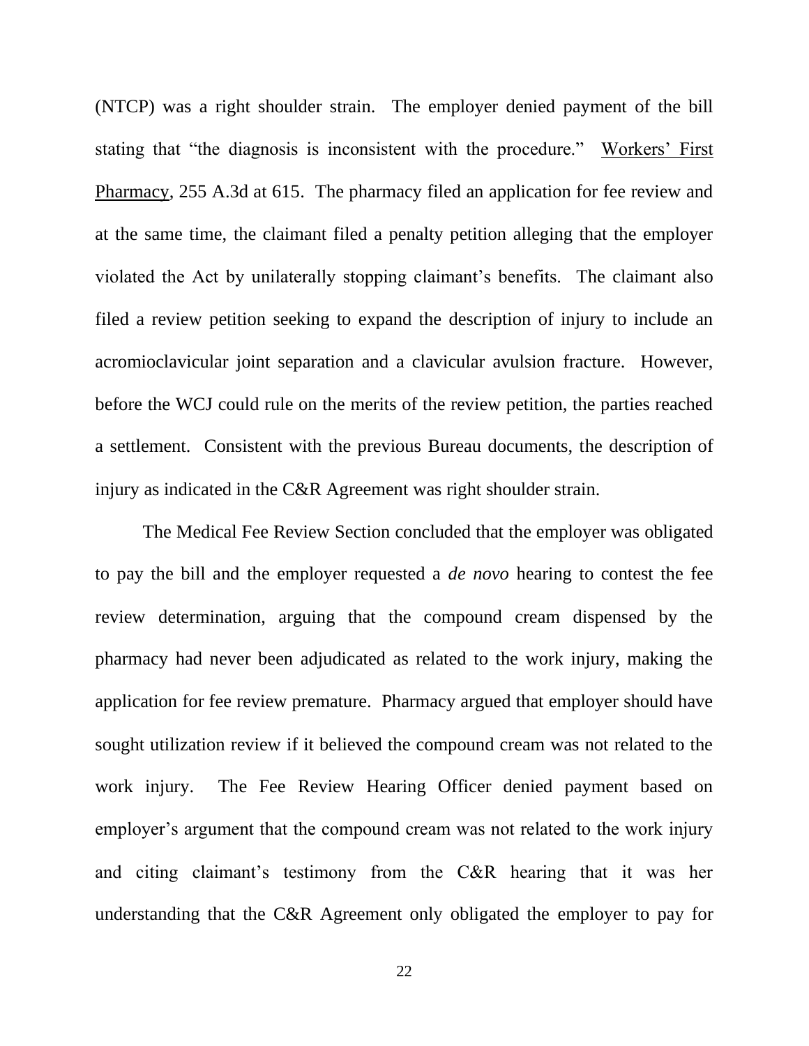(NTCP) was a right shoulder strain. The employer denied payment of the bill stating that "the diagnosis is inconsistent with the procedure." Workers' First Pharmacy, 255 A.3d at 615. The pharmacy filed an application for fee review and at the same time, the claimant filed a penalty petition alleging that the employer violated the Act by unilaterally stopping claimant's benefits. The claimant also filed a review petition seeking to expand the description of injury to include an acromioclavicular joint separation and a clavicular avulsion fracture. However, before the WCJ could rule on the merits of the review petition, the parties reached a settlement. Consistent with the previous Bureau documents, the description of injury as indicated in the C&R Agreement was right shoulder strain.

The Medical Fee Review Section concluded that the employer was obligated to pay the bill and the employer requested a *de novo* hearing to contest the fee review determination, arguing that the compound cream dispensed by the pharmacy had never been adjudicated as related to the work injury, making the application for fee review premature. Pharmacy argued that employer should have sought utilization review if it believed the compound cream was not related to the work injury. The Fee Review Hearing Officer denied payment based on employer's argument that the compound cream was not related to the work injury and citing claimant's testimony from the C&R hearing that it was her understanding that the C&R Agreement only obligated the employer to pay for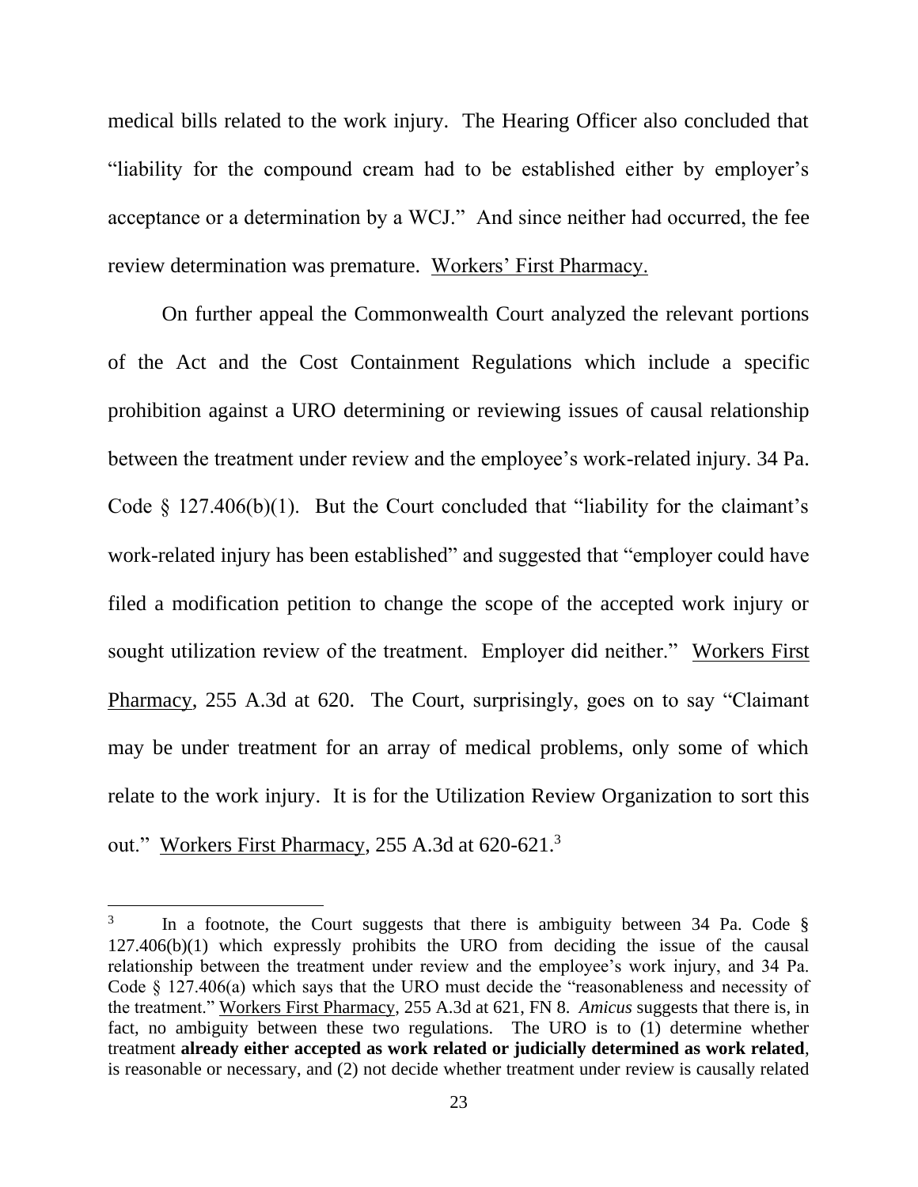medical bills related to the work injury. The Hearing Officer also concluded that "liability for the compound cream had to be established either by employer's acceptance or a determination by a WCJ." And since neither had occurred, the fee review determination was premature. Workers' First Pharmacy.

On further appeal the Commonwealth Court analyzed the relevant portions of the Act and the Cost Containment Regulations which include a specific prohibition against a URO determining or reviewing issues of causal relationship between the treatment under review and the employee's work-related injury. 34 Pa. Code § 127.406(b)(1). But the Court concluded that "liability for the claimant's work-related injury has been established" and suggested that "employer could have filed a modification petition to change the scope of the accepted work injury or sought utilization review of the treatment. Employer did neither." Workers First Pharmacy, 255 A.3d at 620. The Court, surprisingly, goes on to say "Claimant may be under treatment for an array of medical problems, only some of which relate to the work injury. It is for the Utilization Review Organization to sort this out." Workers First Pharmacy, 255 A.3d at 620-621.[3]

---

[3] In a footnote, the Court suggests that there is ambiguity between 34 Pa. Code § 127.406(b)(1) which expressly prohibits the URO from deciding the issue of the causal relationship between the treatment under review and the employee's work injury, and 34 Pa. Code § 127.406(a) which says that the URO must decide the "reasonableness and necessity of the treatment." Workers First Pharmacy, 255 A.3d at 621, FN 8. *Amicus* suggests that there is, in fact, no ambiguity between these two regulations. The URO is to (1) determine whether treatment **already either accepted as work related or judicially determined as work related**, is reasonable or necessary, and (2) not decide whether treatment under review is causally related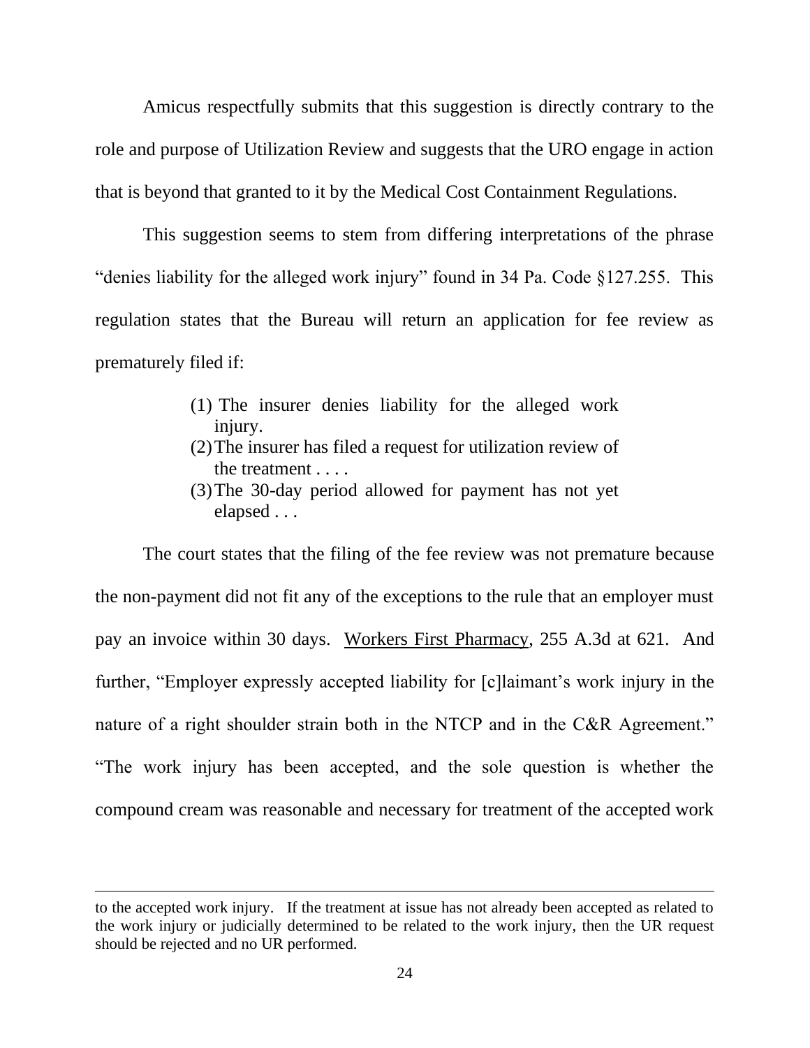Amicus respectfully submits that this suggestion is directly contrary to the role and purpose of Utilization Review and suggests that the URO engage in action that is beyond that granted to it by the Medical Cost Containment Regulations.

This suggestion seems to stem from differing interpretations of the phrase "denies liability for the alleged work injury" found in 34 Pa. Code §127.255. This regulation states that the Bureau will return an application for fee review as prematurely filed if:

> (1) The insurer denies liability for the alleged work injury.
> (2) The insurer has filed a request for utilization review of the treatment . . . .
> (3) The 30-day period allowed for payment has not yet elapsed . . .

The court states that the filing of the fee review was not premature because the non-payment did not fit any of the exceptions to the rule that an employer must pay an invoice within 30 days. Workers First Pharmacy, 255 A.3d at 621. And further, "Employer expressly accepted liability for [c]laimant's work injury in the nature of a right shoulder strain both in the NTCP and in the C&R Agreement." "The work injury has been accepted, and the sole question is whether the compound cream was reasonable and necessary for treatment of the accepted work

---

to the accepted work injury. If the treatment at issue has not already been accepted as related to the work injury or judicially determined to be related to the work injury, then the UR request should be rejected and no UR performed.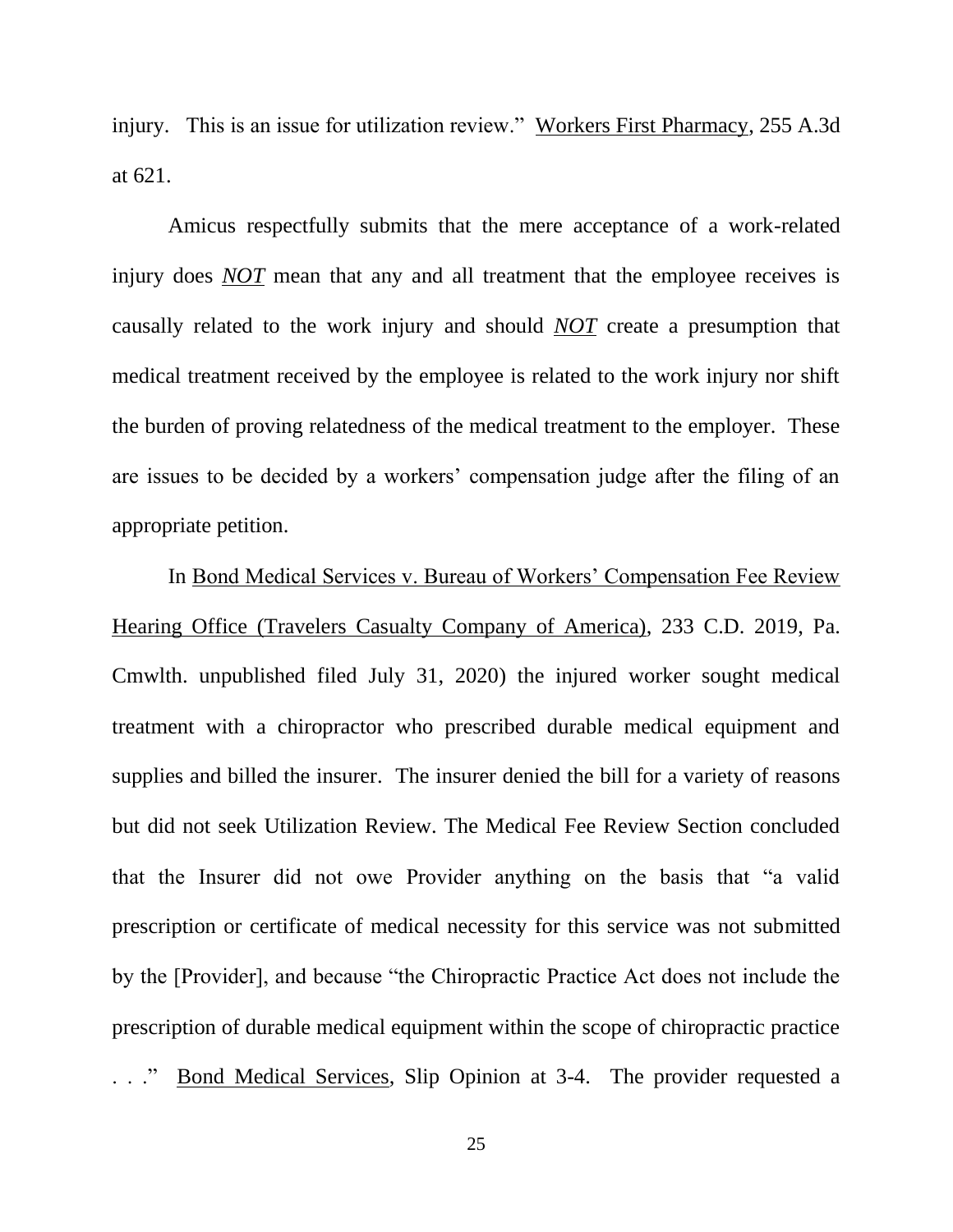injury. This is an issue for utilization review." Workers First Pharmacy, 255 A.3d at 621.

Amicus respectfully submits that the mere acceptance of a work-related injury does ***NOT*** mean that any and all treatment that the employee receives is causally related to the work injury and should ***NOT*** create a presumption that medical treatment received by the employee is related to the work injury nor shift the burden of proving relatedness of the medical treatment to the employer. These are issues to be decided by a workers' compensation judge after the filing of an appropriate petition.

In Bond Medical Services v. Bureau of Workers' Compensation Fee Review Hearing Office (Travelers Casualty Company of America), 233 C.D. 2019, Pa. Cmwlth. unpublished filed July 31, 2020) the injured worker sought medical treatment with a chiropractor who prescribed durable medical equipment and supplies and billed the insurer. The insurer denied the bill for a variety of reasons but did not seek Utilization Review. The Medical Fee Review Section concluded that the Insurer did not owe Provider anything on the basis that "a valid prescription or certificate of medical necessity for this service was not submitted by the [Provider], and because "the Chiropractic Practice Act does not include the prescription of durable medical equipment within the scope of chiropractic practice . . ." Bond Medical Services, Slip Opinion at 3-4. The provider requested a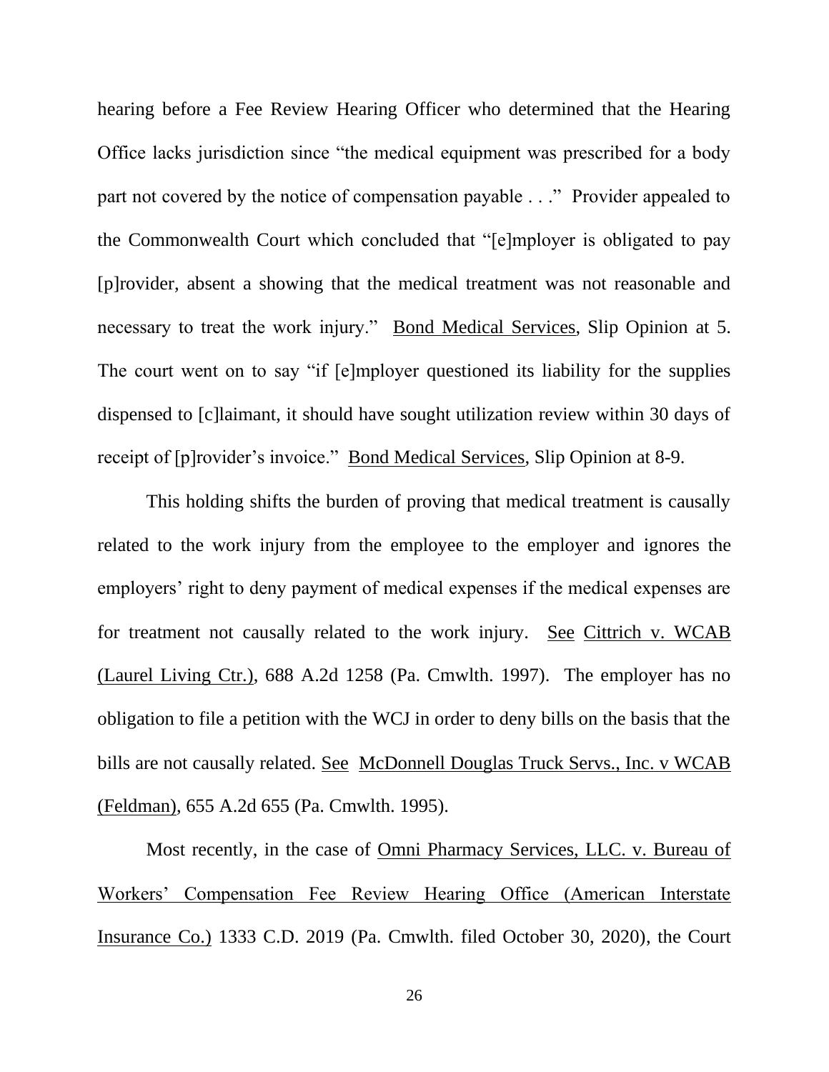hearing before a Fee Review Hearing Officer who determined that the Hearing Office lacks jurisdiction since "the medical equipment was prescribed for a body part not covered by the notice of compensation payable . . ." Provider appealed to the Commonwealth Court which concluded that "[e]mployer is obligated to pay [p]rovider, absent a showing that the medical treatment was not reasonable and necessary to treat the work injury." Bond Medical Services, Slip Opinion at 5. The court went on to say "if [e]mployer questioned its liability for the supplies dispensed to [c]laimant, it should have sought utilization review within 30 days of receipt of [p]rovider's invoice." Bond Medical Services, Slip Opinion at 8-9.

This holding shifts the burden of proving that medical treatment is causally related to the work injury from the employee to the employer and ignores the employers' right to deny payment of medical expenses if the medical expenses are for treatment not causally related to the work injury. See Cittrich v. WCAB (Laurel Living Ctr.), 688 A.2d 1258 (Pa. Cmwlth. 1997). The employer has no obligation to file a petition with the WCJ in order to deny bills on the basis that the bills are not causally related. See McDonnell Douglas Truck Servs., Inc. v WCAB (Feldman), 655 A.2d 655 (Pa. Cmwlth. 1995).

Most recently, in the case of Omni Pharmacy Services, LLC. v. Bureau of Workers' Compensation Fee Review Hearing Office (American Interstate Insurance Co.) 1333 C.D. 2019 (Pa. Cmwlth. filed October 30, 2020), the Court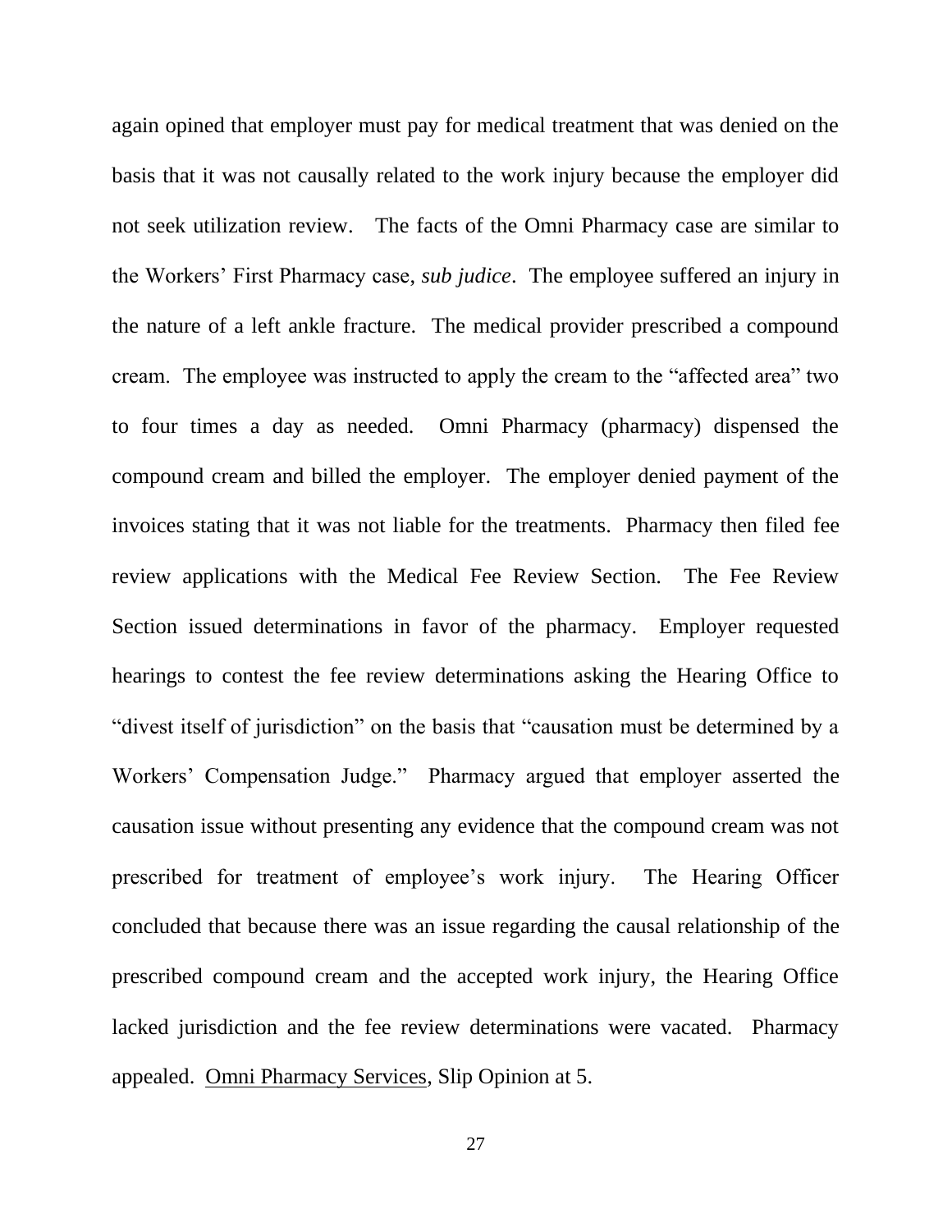again opined that employer must pay for medical treatment that was denied on the basis that it was not causally related to the work injury because the employer did not seek utilization review. The facts of the Omni Pharmacy case are similar to the Workers' First Pharmacy case, *sub judice*. The employee suffered an injury in the nature of a left ankle fracture. The medical provider prescribed a compound cream. The employee was instructed to apply the cream to the "affected area" two to four times a day as needed. Omni Pharmacy (pharmacy) dispensed the compound cream and billed the employer. The employer denied payment of the invoices stating that it was not liable for the treatments. Pharmacy then filed fee review applications with the Medical Fee Review Section. The Fee Review Section issued determinations in favor of the pharmacy. Employer requested hearings to contest the fee review determinations asking the Hearing Office to "divest itself of jurisdiction" on the basis that "causation must be determined by a Workers' Compensation Judge." Pharmacy argued that employer asserted the causation issue without presenting any evidence that the compound cream was not prescribed for treatment of employee's work injury. The Hearing Officer concluded that because there was an issue regarding the causal relationship of the prescribed compound cream and the accepted work injury, the Hearing Office lacked jurisdiction and the fee review determinations were vacated. Pharmacy appealed. Omni Pharmacy Services, Slip Opinion at 5.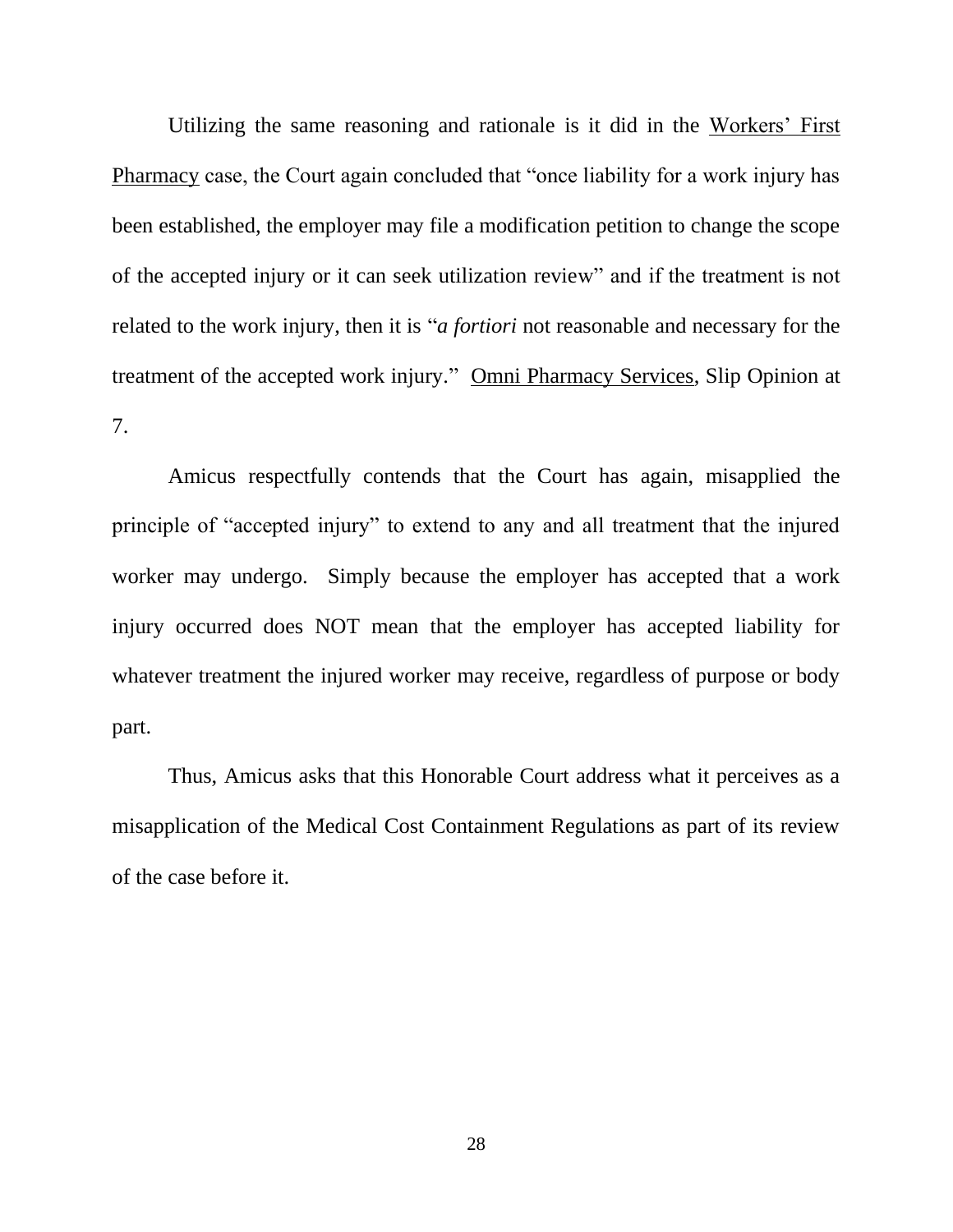Utilizing the same reasoning and rationale is it did in the Workers' First Pharmacy case, the Court again concluded that "once liability for a work injury has been established, the employer may file a modification petition to change the scope of the accepted injury or it can seek utilization review" and if the treatment is not related to the work injury, then it is "*a fortiori* not reasonable and necessary for the treatment of the accepted work injury." Omni Pharmacy Services, Slip Opinion at 7.

Amicus respectfully contends that the Court has again, misapplied the principle of "accepted injury" to extend to any and all treatment that the injured worker may undergo. Simply because the employer has accepted that a work injury occurred does NOT mean that the employer has accepted liability for whatever treatment the injured worker may receive, regardless of purpose or body part.

Thus, Amicus asks that this Honorable Court address what it perceives as a misapplication of the Medical Cost Containment Regulations as part of its review of the case before it.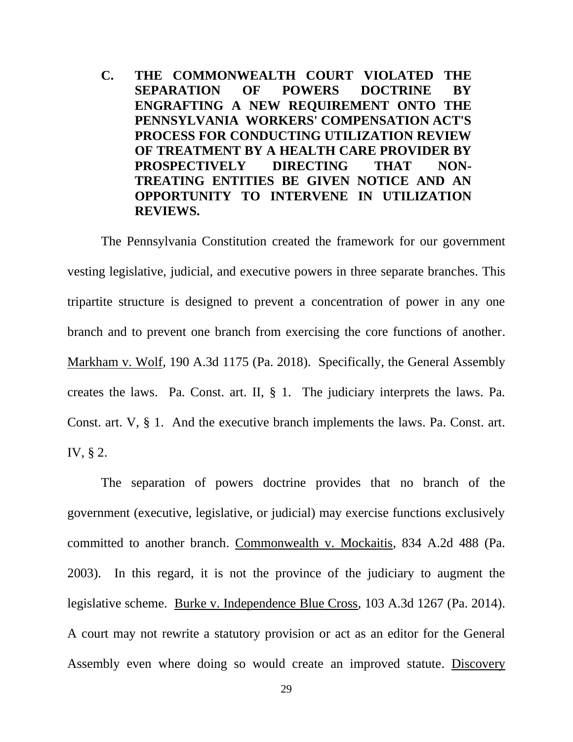### C. THE COMMONWEALTH COURT VIOLATED THE SEPARATION OF POWERS DOCTRINE BY ENGRAFTING A NEW REQUIREMENT ONTO THE PENNSYLVANIA WORKERS' COMPENSATION ACT'S PROCESS FOR CONDUCTING UTILIZATION REVIEW OF TREATMENT BY A HEALTH CARE PROVIDER BY PROSPECTIVELY DIRECTING THAT NON-TREATING ENTITIES BE GIVEN NOTICE AND AN OPPORTUNITY TO INTERVENE IN UTILIZATION REVIEWS.

The Pennsylvania Constitution created the framework for our government vesting legislative, judicial, and executive powers in three separate branches. This tripartite structure is designed to prevent a concentration of power in any one branch and to prevent one branch from exercising the core functions of another. Markham v. Wolf, 190 A.3d 1175 (Pa. 2018). Specifically, the General Assembly creates the laws. Pa. Const. art. II, § 1. The judiciary interprets the laws. Pa. Const. art. V, § 1. And the executive branch implements the laws. Pa. Const. art. IV, § 2.

The separation of powers doctrine provides that no branch of the government (executive, legislative, or judicial) may exercise functions exclusively committed to another branch. Commonwealth v. Mockaitis, 834 A.2d 488 (Pa. 2003). In this regard, it is not the province of the judiciary to augment the legislative scheme. Burke v. Independence Blue Cross, 103 A.3d 1267 (Pa. 2014). A court may not rewrite a statutory provision or act as an editor for the General Assembly even where doing so would create an improved statute. Discovery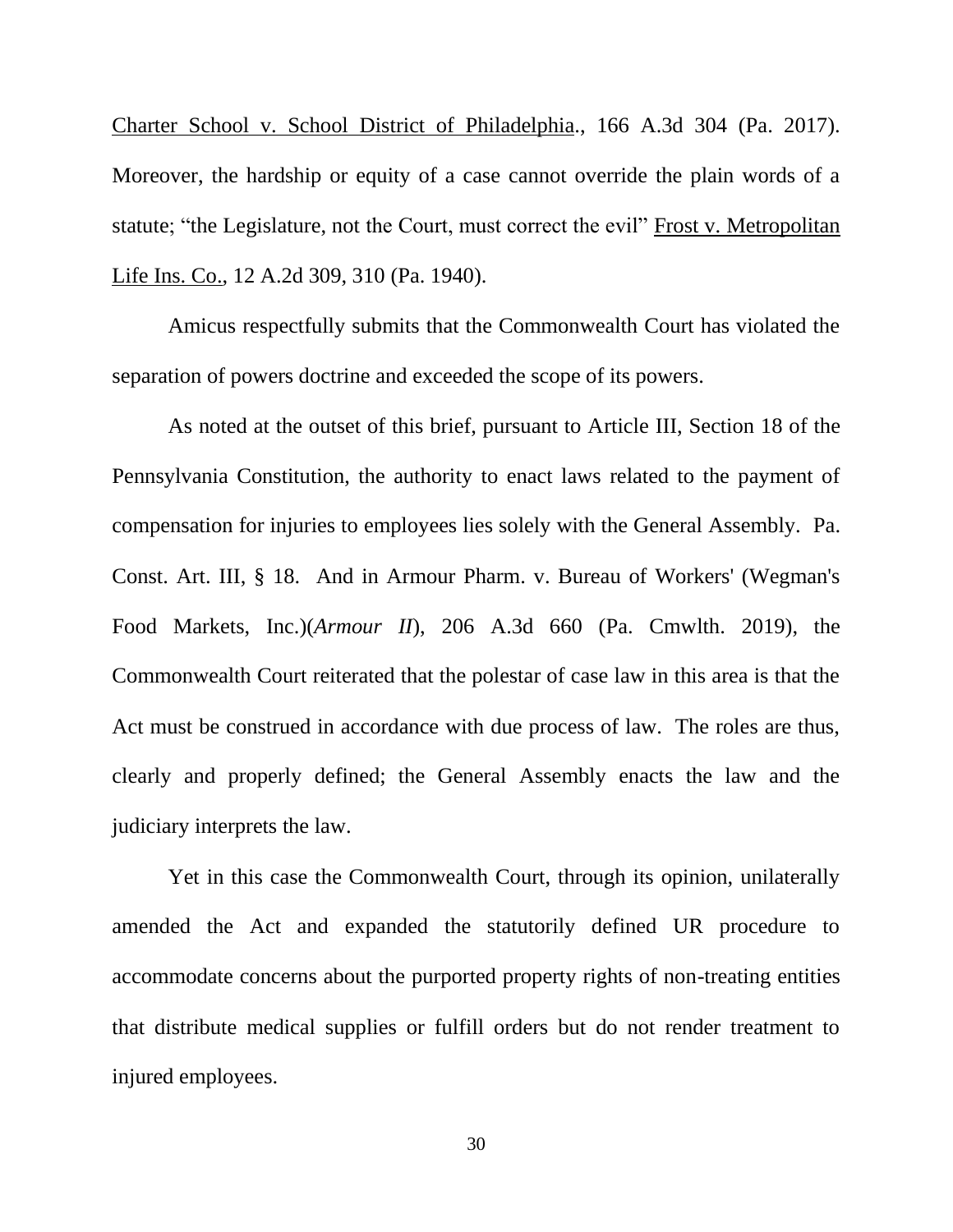Charter School v. School District of Philadelphia., 166 A.3d 304 (Pa. 2017). Moreover, the hardship or equity of a case cannot override the plain words of a statute; "the Legislature, not the Court, must correct the evil" Frost v. Metropolitan Life Ins. Co., 12 A.2d 309, 310 (Pa. 1940).

Amicus respectfully submits that the Commonwealth Court has violated the separation of powers doctrine and exceeded the scope of its powers.

As noted at the outset of this brief, pursuant to Article III, Section 18 of the Pennsylvania Constitution, the authority to enact laws related to the payment of compensation for injuries to employees lies solely with the General Assembly. Pa. Const. Art. III, § 18. And in Armour Pharm. v. Bureau of Workers' (Wegman's Food Markets, Inc.)(*Armour II*), 206 A.3d 660 (Pa. Cmwlth. 2019), the Commonwealth Court reiterated that the polestar of case law in this area is that the Act must be construed in accordance with due process of law. The roles are thus, clearly and properly defined; the General Assembly enacts the law and the judiciary interprets the law.

Yet in this case the Commonwealth Court, through its opinion, unilaterally amended the Act and expanded the statutorily defined UR procedure to accommodate concerns about the purported property rights of non-treating entities that distribute medical supplies or fulfill orders but do not render treatment to injured employees.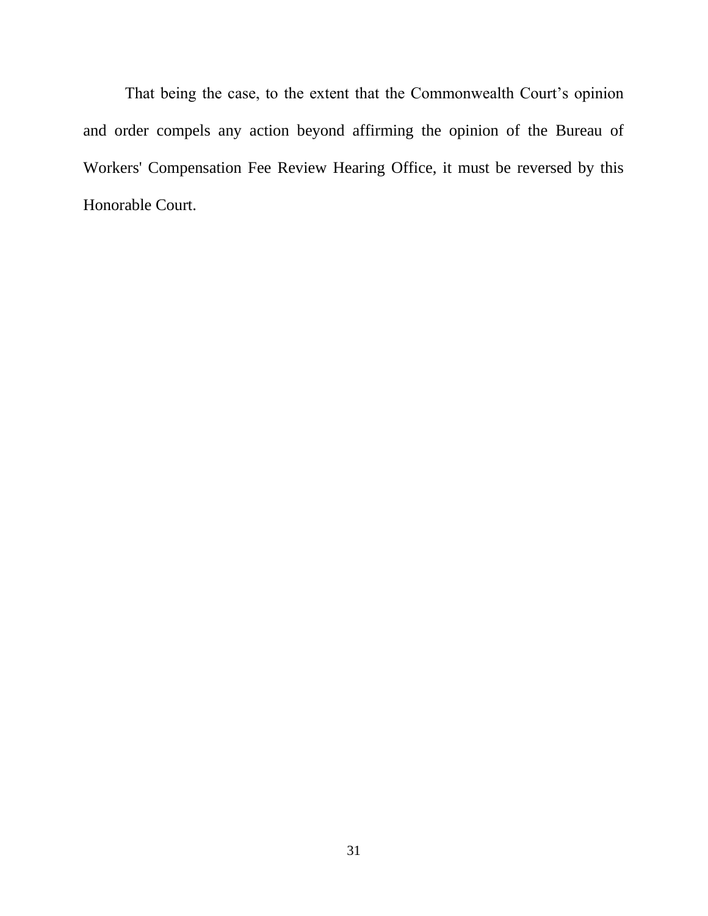That being the case, to the extent that the Commonwealth Court's opinion and order compels any action beyond affirming the opinion of the Bureau of Workers' Compensation Fee Review Hearing Office, it must be reversed by this Honorable Court.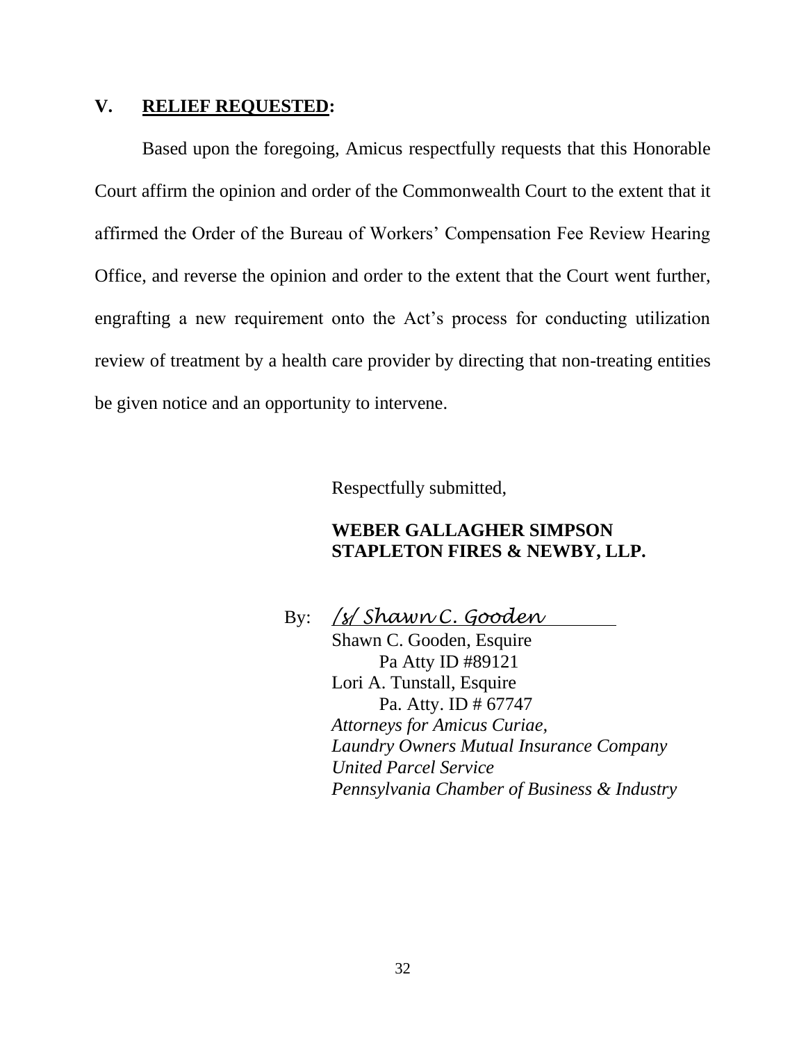## V. **RELIEF REQUESTED:**

Based upon the foregoing, Amicus respectfully requests that this Honorable Court affirm the opinion and order of the Commonwealth Court to the extent that it affirmed the Order of the Bureau of Workers' Compensation Fee Review Hearing Office, and reverse the opinion and order to the extent that the Court went further, engrafting a new requirement onto the Act's process for conducting utilization review of treatment by a health care provider by directing that non-treating entities be given notice and an opportunity to intervene.

Respectfully submitted,

**WEBER GALLAGHER SIMPSON STAPLETON FIRES & NEWBY, LLP.**

By: /s/ Shawn C. Gooden

Shawn C. Gooden, Esquire
Pa Atty ID #89121
Lori A. Tunstall, Esquire
Pa. Atty. ID # 67747
*Attorneys for Amicus Curiae,*
*Laundry Owners Mutual Insurance Company*
*United Parcel Service*
*Pennsylvania Chamber of Business & Industry*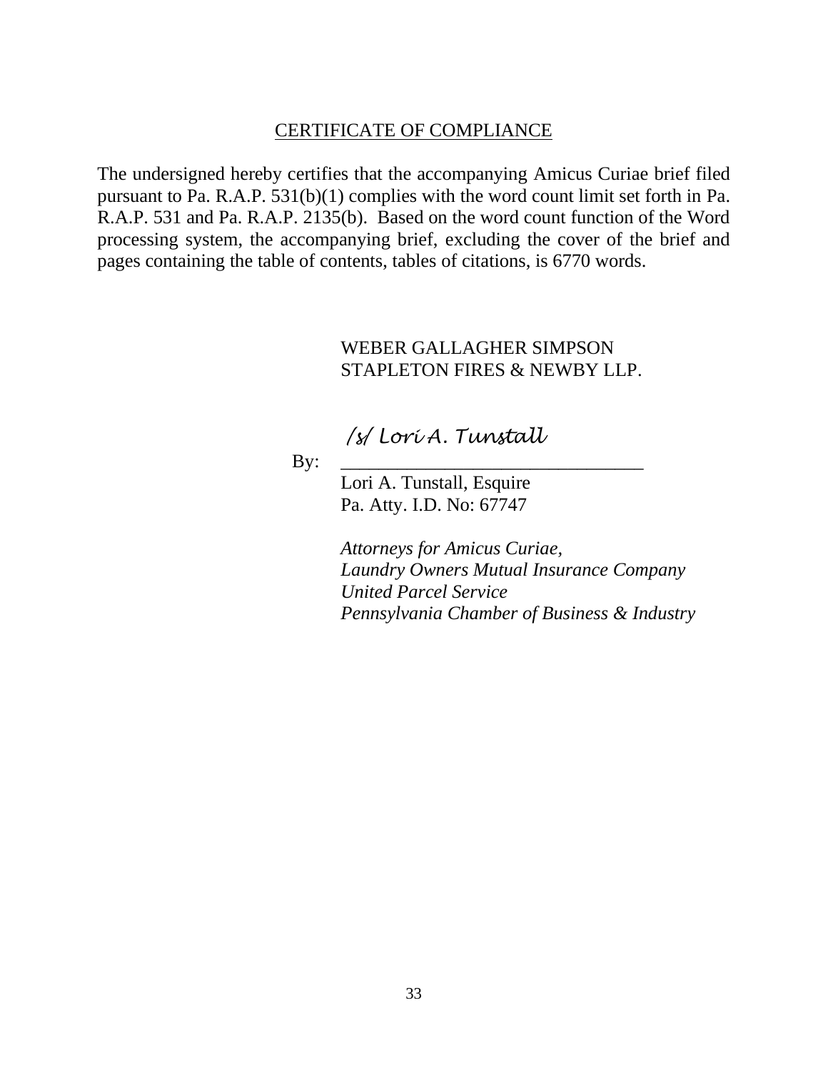## CERTIFICATE OF COMPLIANCE

The undersigned hereby certifies that the accompanying Amicus Curiae brief filed pursuant to Pa. R.A.P. 531(b)(1) complies with the word count limit set forth in Pa. R.A.P. 531 and Pa. R.A.P. 2135(b). Based on the word count function of the Word processing system, the accompanying brief, excluding the cover of the brief and pages containing the table of contents, tables of citations, is 6770 words.

WEBER GALLAGHER SIMPSON
STAPLETON FIRES & NEWBY LLP.

/s/ Lori A. Tunstall

By: ________________________________
Lori A. Tunstall, Esquire
Pa. Atty. I.D. No: 67747

*Attorneys for Amicus Curiae,*
*Laundry Owners Mutual Insurance Company*
*United Parcel Service*
*Pennsylvania Chamber of Business & Industry*